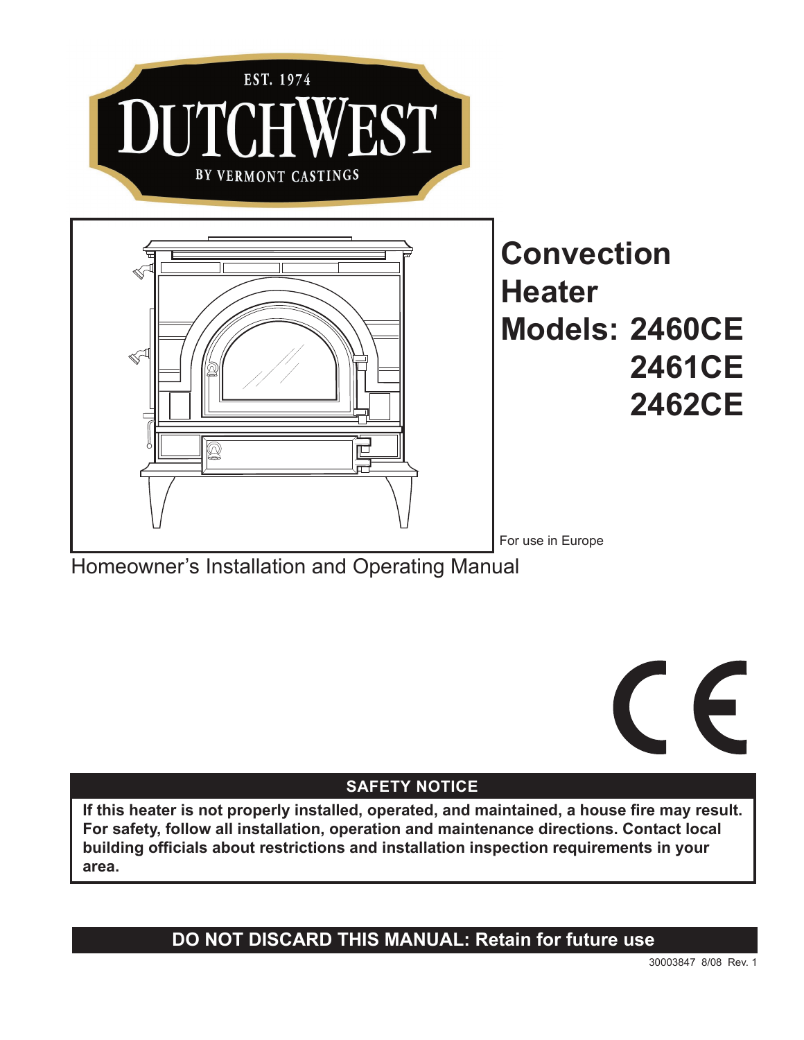EST. 1974

DUTCHWEST

BY VERMONT CASTINGS

# Convection Heater

# Models: 2460CE
# 2461CE
# 2462CE

For use in Europe

Homeowner's Installation and Operating Manual

CE

**SAFETY NOTICE**

**If this heater is not properly installed, operated, and maintained, a house fire may result. For safety, follow all installation, operation and maintenance directions. Contact local building officials about restrictions and installation inspection requirements in your area.**

**DO NOT DISCARD THIS MANUAL: Retain for future use**

30003847 8/08 Rev. 1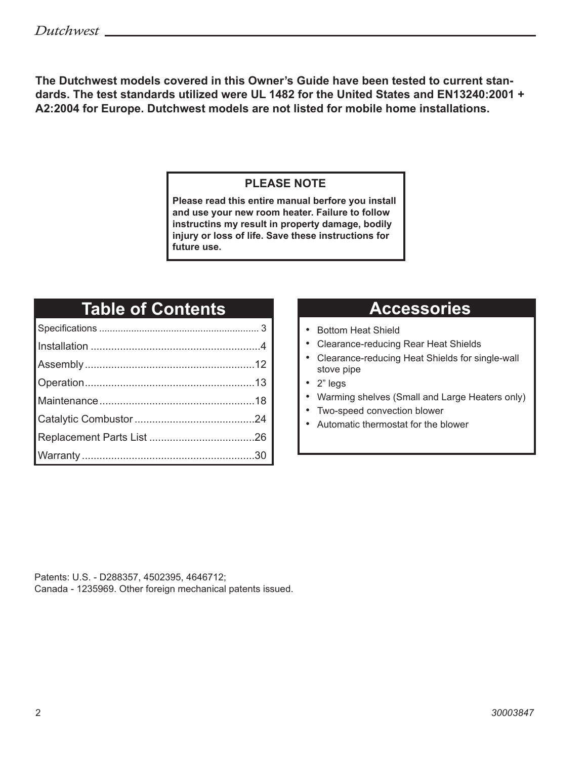**The Dutchwest models covered in this Owner's Guide have been tested to current standards. The test standards utilized were UL 1482 for the United States and EN13240:2001 + A2:2004 for Europe. Dutchwest models are not listed for mobile home installations.**

**PLEASE NOTE**

**Please read this entire manual berfore you install and use your new room heater. Failure to follow instructins my result in property damage, bodily injury or loss of life. Save these instructions for future use.**

## Table of Contents

| Section | Page |
|---|---|
| Specifications | 3 |
| Installation | 4 |
| Assembly | 12 |
| Operation | 13 |
| Maintenance | 18 |
| Catalytic Combustor | 24 |
| Replacement Parts List | 26 |
| Warranty | 30 |

## Accessories

- Bottom Heat Shield
- Clearance-reducing Rear Heat Shields
- Clearance-reducing Heat Shields for single-wall stove pipe
- 2" legs
- Warming shelves (Small and Large Heaters only)
- Two-speed convection blower
- Automatic thermostat for the blower

Patents: U.S. - D288357, 4502395, 4646712;
Canada - 1235969. Other foreign mechanical patents issued.

30003847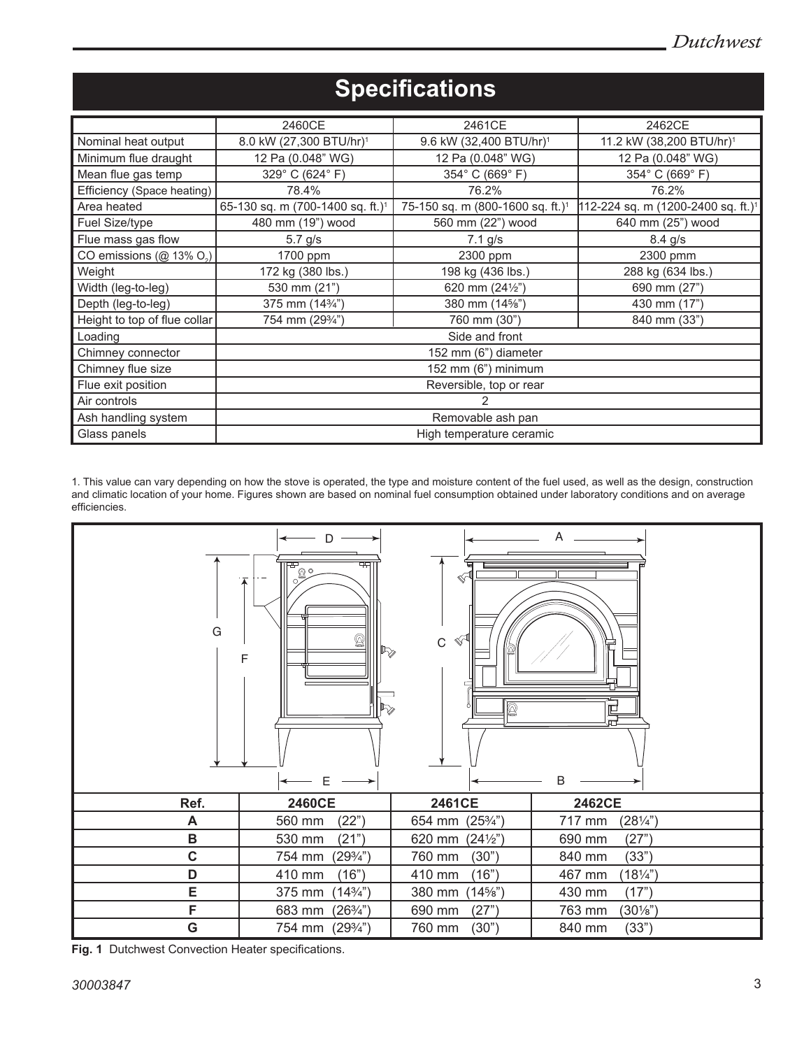# Specifications

| | 2460CE | 2461CE | 2462CE |
|---|---|---|---|
| Nominal heat output | 8.0 kW (27,300 BTU/hr)[1] | 9.6 kW (32,400 BTU/hr)[1] | 11.2 kW (38,200 BTU/hr)[1] |
| Minimum flue draught | 12 Pa (0.048" WG) | 12 Pa (0.048" WG) | 12 Pa (0.048" WG) |
| Mean flue gas temp | 329° C (624° F) | 354° C (669° F) | 354° C (669° F) |
| Efficiency (Space heating) | 78.4% | 76.2% | 76.2% |
| Area heated | 65-130 sq. m (700-1400 sq. ft.)[1] | 75-150 sq. m (800-1600 sq. ft.)[1] | 112-224 sq. m (1200-2400 sq. ft.)[1] |
| Fuel Size/type | 480 mm (19") wood | 560 mm (22") wood | 640 mm (25") wood |
| Flue mass gas flow | 5.7 g/s | 7.1 g/s | 8.4 g/s |
| CO emissions (@ 13% $O_2$) | 1700 ppm | 2300 ppm | 2300 pmm |
| Weight | 172 kg (380 lbs.) | 198 kg (436 lbs.) | 288 kg (634 lbs.) |
| Width (leg-to-leg) | 530 mm (21") | 620 mm (24½") | 690 mm (27") |
| Depth (leg-to-leg) | 375 mm (14¾") | 380 mm (14⅝") | 430 mm (17") |
| Height to top of flue collar | 754 mm (29¾") | 760 mm (30") | 840 mm (33") |
| Loading | Side and front | | |
| Chimney connector | 152 mm (6") diameter | | |
| Chimney flue size | 152 mm (6") minimum | | |
| Flue exit position | Reversible, top or rear | | |
| Air controls | 2 | | |
| Ash handling system | Removable ash pan | | |
| Glass panels | High temperature ceramic | | |

1. This value can vary depending on how the stove is operated, the type and moisture content of the fuel used, as well as the design, construction and climatic location of your home. Figures shown are based on nominal fuel consumption obtained under laboratory conditions and on average efficiencies.

| Ref. | 2460CE | 2461CE | 2462CE |
|---|---|---|---|
| A | 560 mm (22") | 654 mm (25¾") | 717 mm (28¼") |
| B | 530 mm (21") | 620 mm (24½") | 690 mm (27") |
| C | 754 mm (29¾") | 760 mm (30") | 840 mm (33") |
| D | 410 mm (16") | 410 mm (16") | 467 mm (18¼") |
| E | 375 mm (14¾") | 380 mm (14⅝") | 430 mm (17") |
| F | 683 mm (26¾") | 690 mm (27") | 763 mm (30⅛") |
| G | 754 mm (29¾") | 760 mm (30") | 840 mm (33") |

**Fig. 1** Dutchwest Convection Heater specifications.

30003847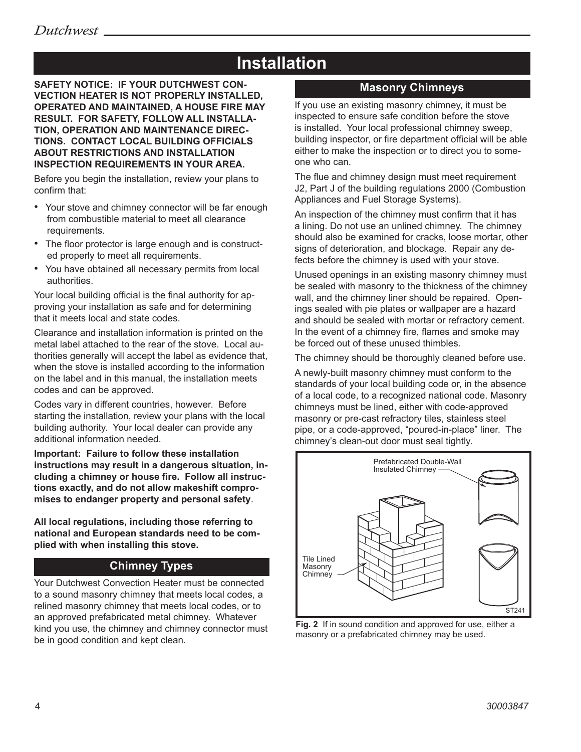# Installation

**SAFETY NOTICE: IF YOUR DUTCHWEST CONVECTION HEATER IS NOT PROPERLY INSTALLED, OPERATED AND MAINTAINED, A HOUSE FIRE MAY RESULT. FOR SAFETY, FOLLOW ALL INSTALLATION, OPERATION AND MAINTENANCE DIRECTIONS. CONTACT LOCAL BUILDING OFFICIALS ABOUT RESTRICTIONS AND INSTALLATION INSPECTION REQUIREMENTS IN YOUR AREA.**

Before you begin the installation, review your plans to confirm that:

- Your stove and chimney connector will be far enough from combustible material to meet all clearance requirements.
- The floor protector is large enough and is constructed properly to meet all requirements.
- You have obtained all necessary permits from local authorities.

Your local building official is the final authority for approving your installation as safe and for determining that it meets local and state codes.

Clearance and installation information is printed on the metal label attached to the rear of the stove. Local authorities generally will accept the label as evidence that, when the stove is installed according to the information on the label and in this manual, the installation meets codes and can be approved.

Codes vary in different countries, however. Before starting the installation, review your plans with the local building authority. Your local dealer can provide any additional information needed.

**Important: Failure to follow these installation instructions may result in a dangerous situation, including a chimney or house fire. Follow all instructions exactly, and do not allow makeshift compromises to endanger property and personal safety**.

**All local regulations, including those referring to national and European standards need to be complied with when installing this stove.**

## Chimney Types

Your Dutchwest Convection Heater must be connected to a sound masonry chimney that meets local codes, a relined masonry chimney that meets local codes, or to an approved prefabricated metal chimney. Whatever kind you use, the chimney and chimney connector must be in good condition and kept clean.

## Masonry Chimneys

If you use an existing masonry chimney, it must be inspected to ensure safe condition before the stove is installed. Your local professional chimney sweep, building inspector, or fire department official will be able either to make the inspection or to direct you to someone who can.

The flue and chimney design must meet requirement J2, Part J of the building regulations 2000 (Combustion Appliances and Fuel Storage Systems).

An inspection of the chimney must confirm that it has a lining. Do not use an unlined chimney. The chimney should also be examined for cracks, loose mortar, other signs of deterioration, and blockage. Repair any defects before the chimney is used with your stove.

Unused openings in an existing masonry chimney must be sealed with masonry to the thickness of the chimney wall, and the chimney liner should be repaired. Openings sealed with pie plates or wallpaper are a hazard and should be sealed with mortar or refractory cement. In the event of a chimney fire, flames and smoke may be forced out of these unused thimbles.

The chimney should be thoroughly cleaned before use.

A newly-built masonry chimney must conform to the standards of your local building code or, in the absence of a local code, to a recognized national code. Masonry chimneys must be lined, either with code-approved masonry or pre-cast refractory tiles, stainless steel pipe, or a code-approved, "poured-in-place" liner. The chimney's clean-out door must seal tightly.

**Fig. 2** If in sound condition and approved for use, either a masonry or a prefabricated chimney may be used.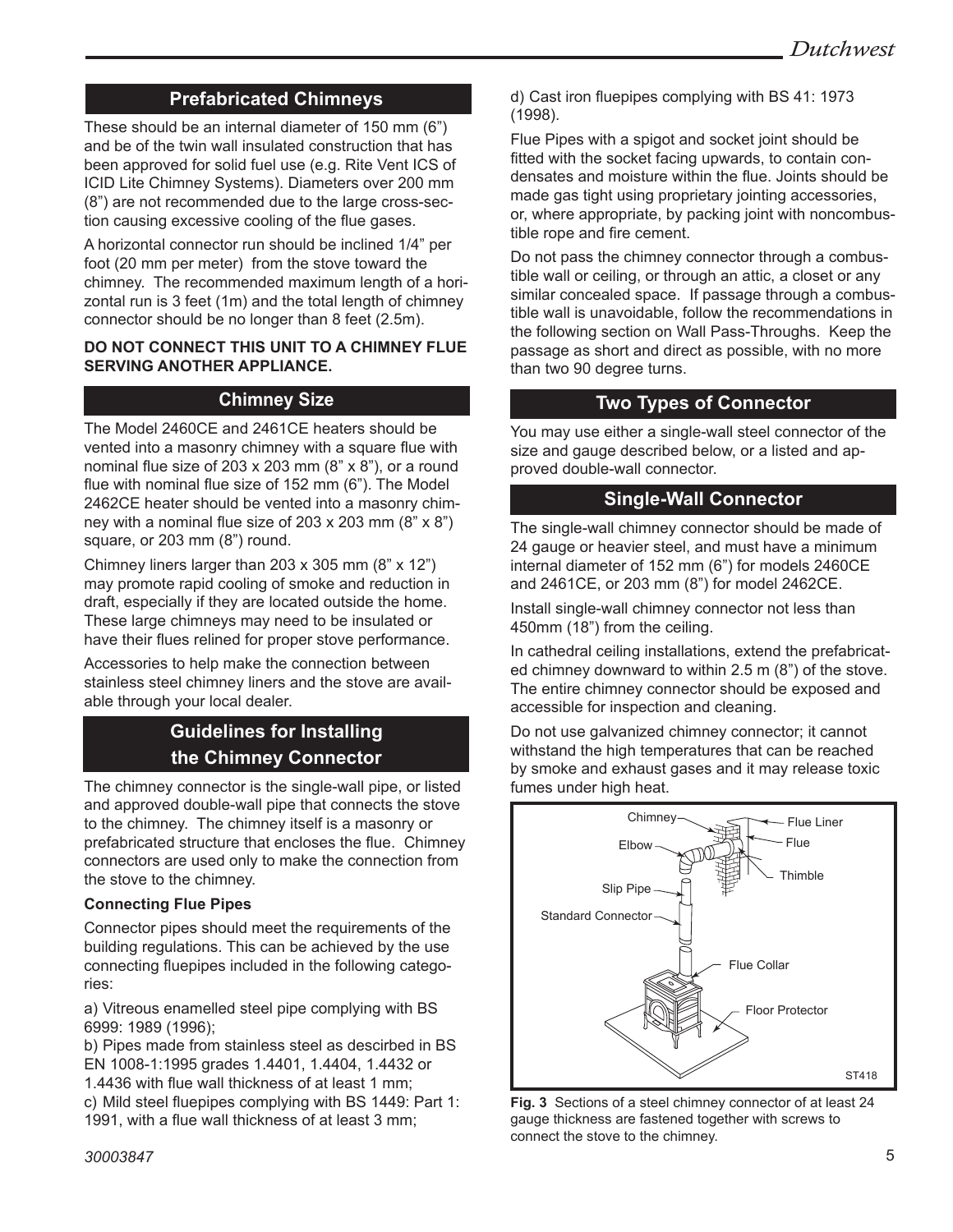## Prefabricated Chimneys

These should be an internal diameter of 150 mm (6”) and be of the twin wall insulated construction that has been approved for solid fuel use (e.g. Rite Vent ICS of ICID Lite Chimney Systems). Diameters over 200 mm (8”) are not recommended due to the large cross-section causing excessive cooling of the flue gases.

A horizontal connector run should be inclined 1/4” per foot (20 mm per meter) from the stove toward the chimney. The recommended maximum length of a horizontal run is 3 feet (1m) and the total length of chimney connector should be no longer than 8 feet (2.5m).

**DO NOT CONNECT THIS UNIT TO A CHIMNEY FLUE SERVING ANOTHER APPLIANCE.**

## Chimney Size

The Model 2460CE and 2461CE heaters should be vented into a masonry chimney with a square flue with nominal flue size of 203 x 203 mm (8” x 8”), or a round flue with nominal flue size of 152 mm (6”). The Model 2462CE heater should be vented into a masonry chimney with a nominal flue size of 203 x 203 mm (8” x 8”) square, or 203 mm (8”) round.

Chimney liners larger than 203 x 305 mm (8” x 12”) may promote rapid cooling of smoke and reduction in draft, especially if they are located outside the home. These large chimneys may need to be insulated or have their flues relined for proper stove performance.

Accessories to help make the connection between stainless steel chimney liners and the stove are available through your local dealer.

## Guidelines for Installing the Chimney Connector

The chimney connector is the single-wall pipe, or listed and approved double-wall pipe that connects the stove to the chimney. The chimney itself is a masonry or prefabricated structure that encloses the flue. Chimney connectors are used only to make the connection from the stove to the chimney.

### Connecting Flue Pipes

Connector pipes should meet the requirements of the building regulations. This can be achieved by the use connecting fluepipes included in the following categories:

a) Vitreous enamelled steel pipe complying with BS 6999: 1989 (1996);
b) Pipes made from stainless steel as descirbed in BS EN 1008-1:1995 grades 1.4401, 1.4404, 1.4432 or 1.4436 with flue wall thickness of at least 1 mm;
c) Mild steel fluepipes complying with BS 1449: Part 1: 1991, with a flue wall thickness of at least 3 mm;
d) Cast iron fluepipes complying with BS 41: 1973 (1998).

Flue Pipes with a spigot and socket joint should be fitted with the socket facing upwards, to contain condensates and moisture within the flue. Joints should be made gas tight using proprietary jointing accessories, or, where appropriate, by packing joint with noncombustible rope and fire cement.

Do not pass the chimney connector through a combustible wall or ceiling, or through an attic, a closet or any similar concealed space. If passage through a combustible wall is unavoidable, follow the recommendations in the following section on Wall Pass-Throughs. Keep the passage as short and direct as possible, with no more than two 90 degree turns.

## Two Types of Connector

You may use either a single-wall steel connector of the size and gauge described below, or a listed and approved double-wall connector.

## Single-Wall Connector

The single-wall chimney connector should be made of 24 gauge or heavier steel, and must have a minimum internal diameter of 152 mm (6”) for models 2460CE and 2461CE, or 203 mm (8”) for model 2462CE.

Install single-wall chimney connector not less than 450mm (18”) from the ceiling.

In cathedral ceiling installations, extend the prefabricated chimney downward to within 2.5 m (8”) of the stove. The entire chimney connector should be exposed and accessible for inspection and cleaning.

Do not use galvanized chimney connector; it cannot withstand the high temperatures that can be reached by smoke and exhaust gases and it may release toxic fumes under high heat.

**Fig. 3** Sections of a steel chimney connector of at least 24 gauge thickness are fastened together with screws to connect the stove to the chimney.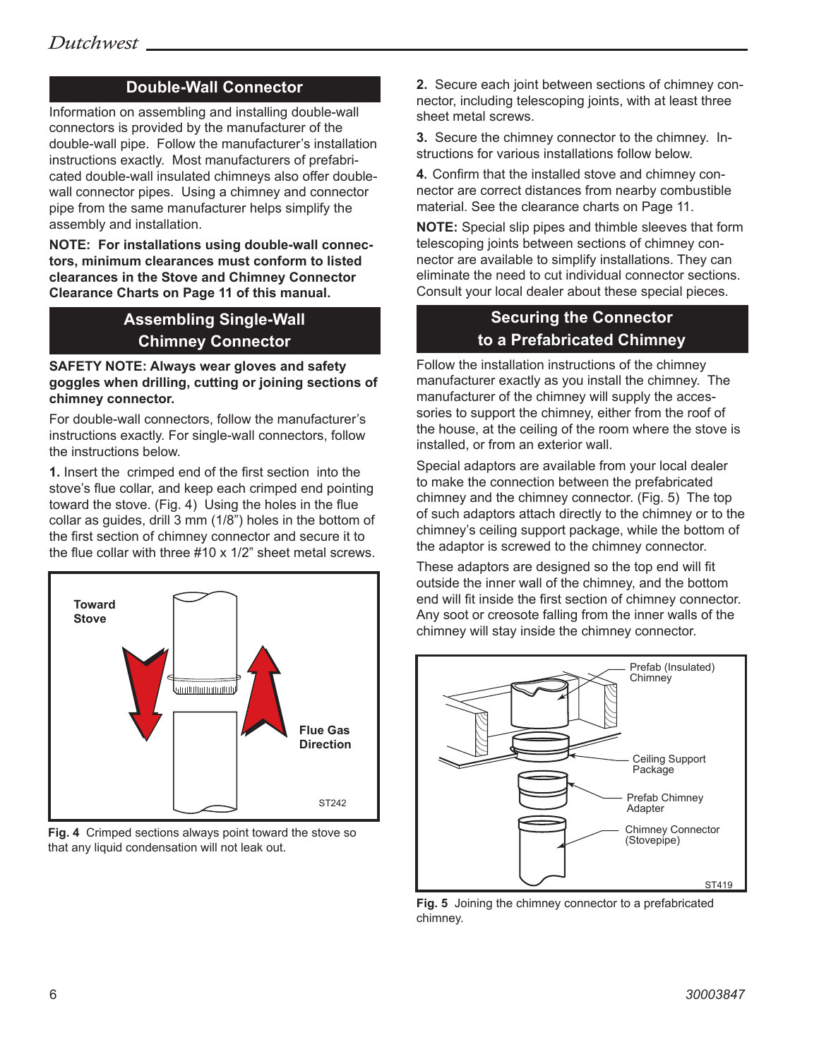## Double-Wall Connector

Information on assembling and installing double-wall connectors is provided by the manufacturer of the double-wall pipe. Follow the manufacturer's installation instructions exactly. Most manufacturers of prefabricated double-wall insulated chimneys also offer double-wall connector pipes. Using a chimney and connector pipe from the same manufacturer helps simplify the assembly and installation.

**NOTE: For installations using double-wall connectors, minimum clearances must conform to listed clearances in the Stove and Chimney Connector Clearance Charts on Page 11 of this manual.**

## Assembling Single-Wall Chimney Connector

**SAFETY NOTE: Always wear gloves and safety goggles when drilling, cutting or joining sections of chimney connector.**

For double-wall connectors, follow the manufacturer's instructions exactly. For single-wall connectors, follow the instructions below.

**1.** Insert the crimped end of the first section into the stove's flue collar, and keep each crimped end pointing toward the stove. (Fig. 4) Using the holes in the flue collar as guides, drill 3 mm (1/8") holes in the bottom of the first section of chimney connector and secure it to the flue collar with three #10 x 1/2" sheet metal screws.

**Fig. 4** Crimped sections always point toward the stove so that any liquid condensation will not leak out.

**2.** Secure each joint between sections of chimney connector, including telescoping joints, with at least three sheet metal screws.

**3.** Secure the chimney connector to the chimney. Instructions for various installations follow below.

**4.** Confirm that the installed stove and chimney connector are correct distances from nearby combustible material. See the clearance charts on Page 11.

**NOTE:** Special slip pipes and thimble sleeves that form telescoping joints between sections of chimney connector are available to simplify installations. They can eliminate the need to cut individual connector sections. Consult your local dealer about these special pieces.

## Securing the Connector to a Prefabricated Chimney

Follow the installation instructions of the chimney manufacturer exactly as you install the chimney. The manufacturer of the chimney will supply the accessories to support the chimney, either from the roof of the house, at the ceiling of the room where the stove is installed, or from an exterior wall.

Special adaptors are available from your local dealer to make the connection between the prefabricated chimney and the chimney connector. (Fig. 5) The top of such adaptors attach directly to the chimney or to the chimney's ceiling support package, while the bottom of the adaptor is screwed to the chimney connector.

These adaptors are designed so the top end will fit outside the inner wall of the chimney, and the bottom end will fit inside the first section of chimney connector. Any soot or creosote falling from the inner walls of the chimney will stay inside the chimney connector.

**Fig. 5** Joining the chimney connector to a prefabricated chimney.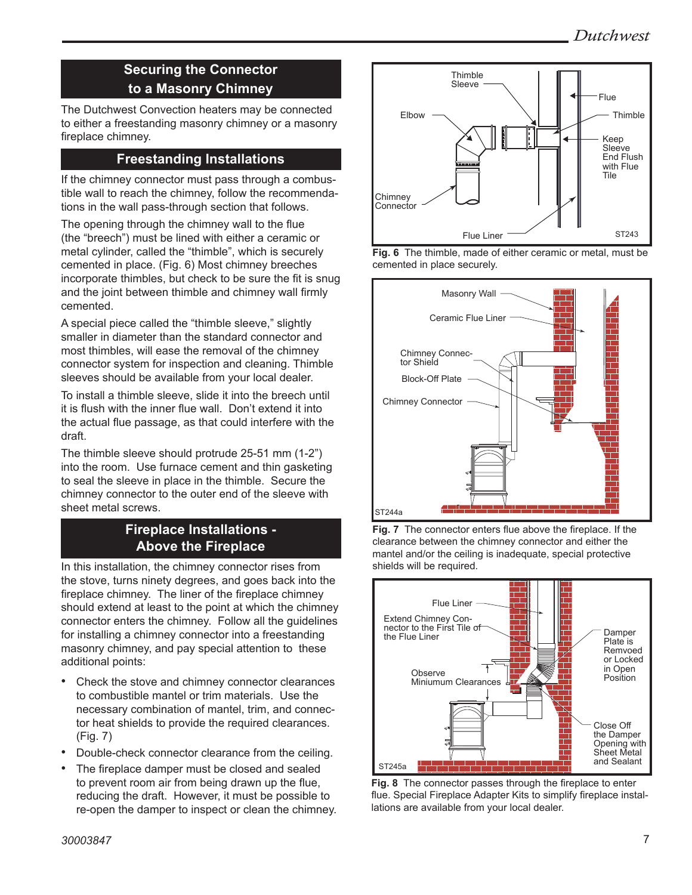## Securing the Connector to a Masonry Chimney

The Dutchwest Convection heaters may be connected to either a freestanding masonry chimney or a masonry fireplace chimney.

## Freestanding Installations

If the chimney connector must pass through a combustible wall to reach the chimney, follow the recommendations in the wall pass-through section that follows.

The opening through the chimney wall to the flue (the "breech") must be lined with either a ceramic or metal cylinder, called the "thimble", which is securely cemented in place. (Fig. 6) Most chimney breeches incorporate thimbles, but check to be sure the fit is snug and the joint between thimble and chimney wall firmly cemented.

A special piece called the "thimble sleeve," slightly smaller in diameter than the standard connector and most thimbles, will ease the removal of the chimney connector system for inspection and cleaning. Thimble sleeves should be available from your local dealer.

To install a thimble sleeve, slide it into the breech until it is flush with the inner flue wall. Don't extend it into the actual flue passage, as that could interfere with the draft.

The thimble sleeve should protrude 25-51 mm (1-2") into the room. Use furnace cement and thin gasketing to seal the sleeve in place in the thimble. Secure the chimney connector to the outer end of the sleeve with sheet metal screws.

## Fireplace Installations - Above the Fireplace

In this installation, the chimney connector rises from the stove, turns ninety degrees, and goes back into the fireplace chimney. The liner of the fireplace chimney should extend at least to the point at which the chimney connector enters the chimney. Follow all the guidelines for installing a chimney connector into a freestanding masonry chimney, and pay special attention to these additional points:

- Check the stove and chimney connector clearances to combustible mantel or trim materials. Use the necessary combination of mantel, trim, and connector heat shields to provide the required clearances. (Fig. 7)
- Double-check connector clearance from the ceiling.
- The fireplace damper must be closed and sealed to prevent room air from being drawn up the flue, reducing the draft. However, it must be possible to re-open the damper to inspect or clean the chimney.

**Fig. 6** The thimble, made of either ceramic or metal, must be cemented in place securely.

**Fig. 7** The connector enters flue above the fireplace. If the clearance between the chimney connector and either the mantel and/or the ceiling is inadequate, special protective shields will be required.

**Fig. 8** The connector passes through the fireplace to enter flue. Special Fireplace Adapter Kits to simplify fireplace installations are available from your local dealer.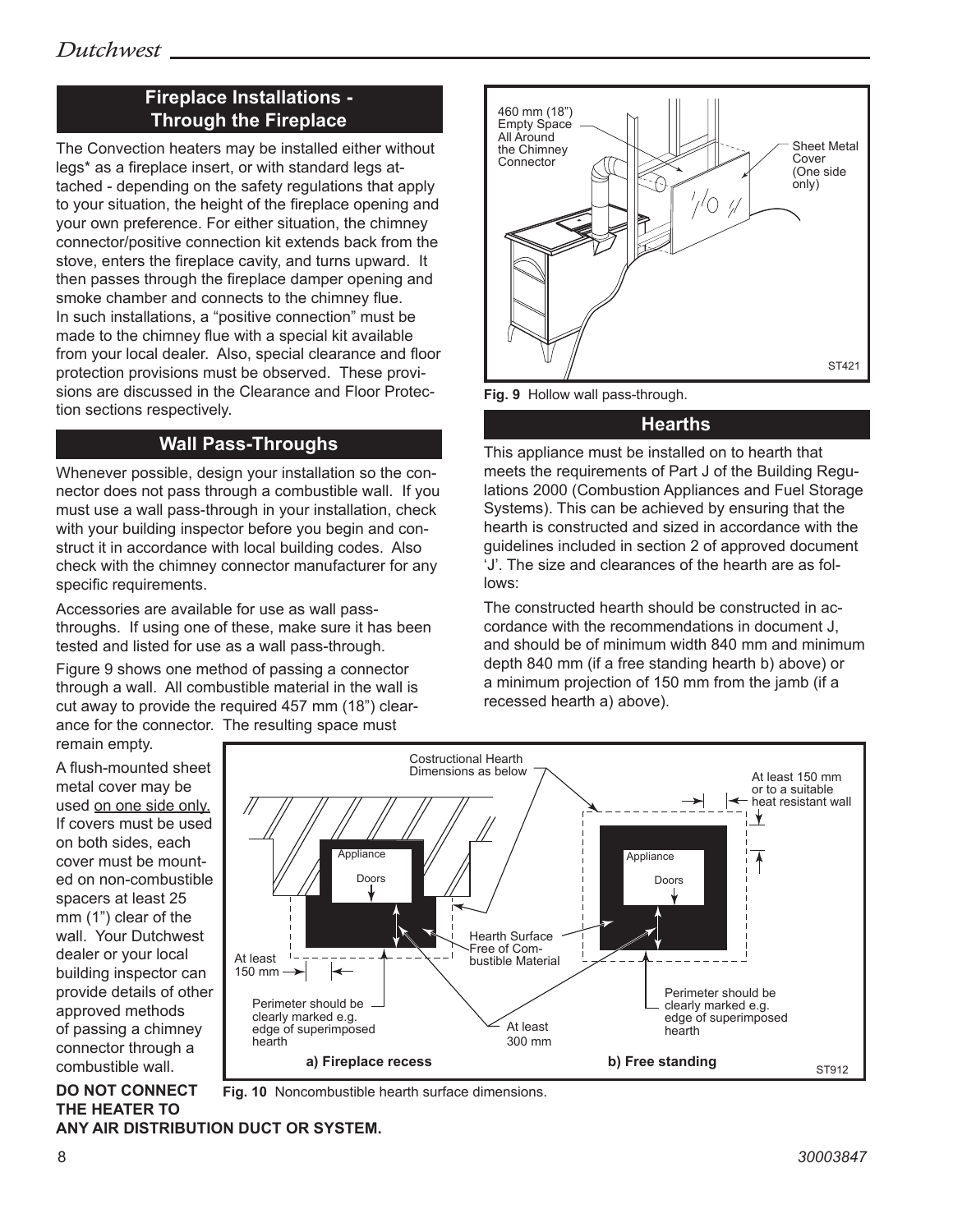## Fireplace Installations - Through the Fireplace

The Convection heaters may be installed either without legs* as a fireplace insert, or with standard legs attached - depending on the safety regulations that apply to your situation, the height of the fireplace opening and your own preference. For either situation, the chimney connector/positive connection kit extends back from the stove, enters the fireplace cavity, and turns upward. It then passes through the fireplace damper opening and smoke chamber and connects to the chimney flue. In such installations, a "positive connection" must be made to the chimney flue with a special kit available from your local dealer. Also, special clearance and floor protection provisions must be observed. These provisions are discussed in the Clearance and Floor Protection sections respectively.

## Wall Pass-Throughs

Whenever possible, design your installation so the connector does not pass through a combustible wall. If you must use a wall pass-through in your installation, check with your building inspector before you begin and construct it in accordance with local building codes. Also check with the chimney connector manufacturer for any specific requirements.

Accessories are available for use as wall pass-throughs. If using one of these, make sure it has been tested and listed for use as a wall pass-through.

Figure 9 shows one method of passing a connector through a wall. All combustible material in the wall is cut away to provide the required 457 mm (18") clearance for the connector. The resulting space must remain empty.

A flush-mounted sheet metal cover may be used on one side only. If covers must be used on both sides, each cover must be mounted on non-combustible spacers at least 25 mm (1") clear of the wall. Your Dutchwest dealer or your local building inspector can provide details of other approved methods of passing a chimney connector through a combustible wall.

**DO NOT CONNECT THE HEATER TO ANY AIR DISTRIBUTION DUCT OR SYSTEM.**

**Fig. 9** Hollow wall pass-through.

## Hearths

This appliance must be installed on to hearth that meets the requirements of Part J of the Building Regulations 2000 (Combustion Appliances and Fuel Storage Systems). This can be achieved by ensuring that the hearth is constructed and sized in accordance with the guidelines included in section 2 of approved document 'J'. The size and clearances of the hearth are as follows:

The constructed hearth should be constructed in accordance with the recommendations in document J, and should be of minimum width 840 mm and minimum depth 840 mm (if a free standing hearth b) above) or a minimum projection of 150 mm from the jamb (if a recessed hearth a) above).

**Fig. 10** Noncombustible hearth surface dimensions.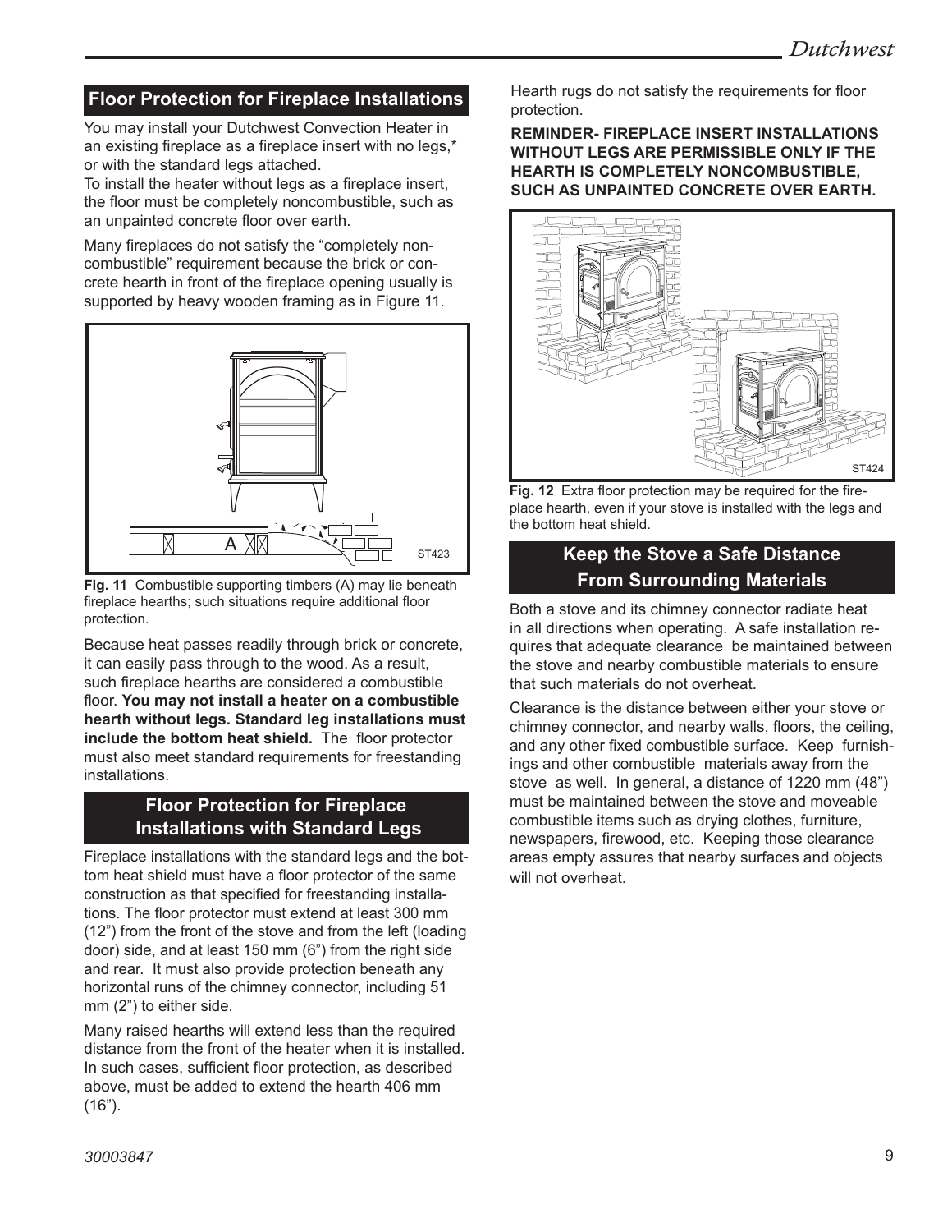## Floor Protection for Fireplace Installations

You may install your Dutchwest Convection Heater in an existing fireplace as a fireplace insert with no legs,* or with the standard legs attached.

To install the heater without legs as a fireplace insert, the floor must be completely noncombustible, such as an unpainted concrete floor over earth.

Many fireplaces do not satisfy the "completely non-combustible" requirement because the brick or concrete hearth in front of the fireplace opening usually is supported by heavy wooden framing as in Figure 11.

**Fig. 11** Combustible supporting timbers (A) may lie beneath fireplace hearths; such situations require additional floor protection.

Because heat passes readily through brick or concrete, it can easily pass through to the wood. As a result, such fireplace hearths are considered a combustible floor. **You may not install a heater on a combustible hearth without legs. Standard leg installations must include the bottom heat shield.** The floor protector must also meet standard requirements for freestanding installations.

## Floor Protection for Fireplace Installations with Standard Legs

Fireplace installations with the standard legs and the bottom heat shield must have a floor protector of the same construction as that specified for freestanding installations. The floor protector must extend at least 300 mm (12") from the front of the stove and from the left (loading door) side, and at least 150 mm (6") from the right side and rear. It must also provide protection beneath any horizontal runs of the chimney connector, including 51 mm (2") to either side.

Many raised hearths will extend less than the required distance from the front of the heater when it is installed. In such cases, sufficient floor protection, as described above, must be added to extend the hearth 406 mm (16").

Hearth rugs do not satisfy the requirements for floor protection.

**REMINDER- FIREPLACE INSERT INSTALLATIONS WITHOUT LEGS ARE PERMISSIBLE ONLY IF THE HEARTH IS COMPLETELY NONCOMBUSTIBLE, SUCH AS UNPAINTED CONCRETE OVER EARTH.**

**Fig. 12** Extra floor protection may be required for the fireplace hearth, even if your stove is installed with the legs and the bottom heat shield.

## Keep the Stove a Safe Distance From Surrounding Materials

Both a stove and its chimney connector radiate heat in all directions when operating. A safe installation requires that adequate clearance be maintained between the stove and nearby combustible materials to ensure that such materials do not overheat.

Clearance is the distance between either your stove or chimney connector, and nearby walls, floors, the ceiling, and any other fixed combustible surface. Keep furnishings and other combustible materials away from the stove as well. In general, a distance of 1220 mm (48") must be maintained between the stove and moveable combustible items such as drying clothes, furniture, newspapers, firewood, etc. Keeping those clearance areas empty assures that nearby surfaces and objects will not overheat.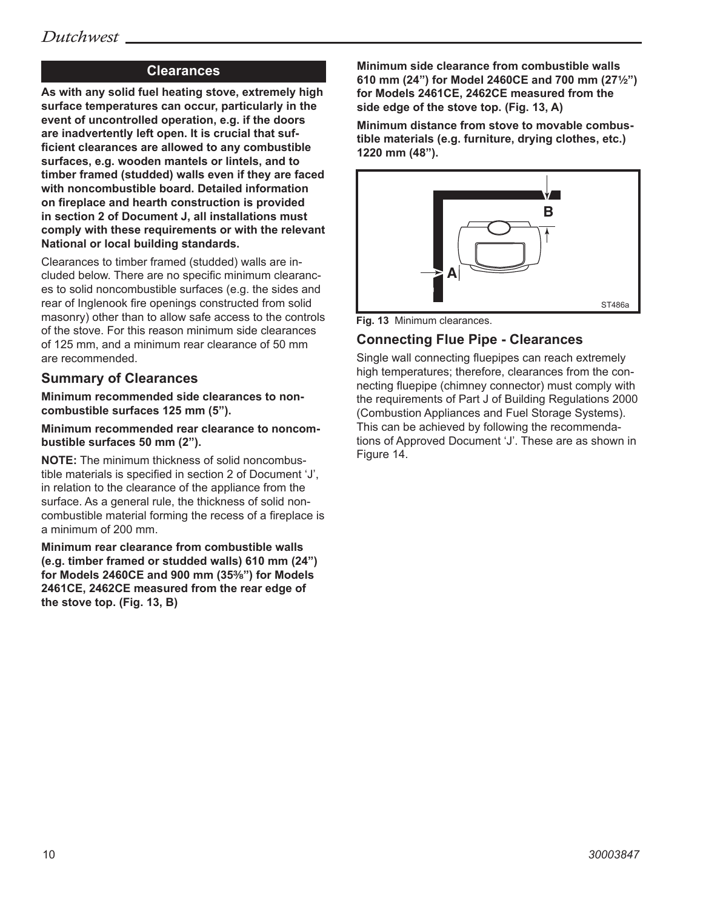## Clearances

**As with any solid fuel heating stove, extremely high surface temperatures can occur, particularly in the event of uncontrolled operation, e.g. if the doors are inadvertently left open. It is crucial that sufficient clearances are allowed to any combustible surfaces, e.g. wooden mantels or lintels, and to timber framed (studded) walls even if they are faced with noncombustible board. Detailed information on fireplace and hearth construction is provided in section 2 of Document J, all installations must comply with these requirements or with the relevant National or local building standards.**

Clearances to timber framed (studded) walls are included below. There are no specific minimum clearances to solid noncombustible surfaces (e.g. the sides and rear of Inglenook fire openings constructed from solid masonry) other than to allow safe access to the controls of the stove. For this reason minimum side clearances of 125 mm, and a minimum rear clearance of 50 mm are recommended.

### Summary of Clearances

**Minimum recommended side clearances to noncombustible surfaces 125 mm (5”).**

**Minimum recommended rear clearance to noncombustible surfaces 50 mm (2”).**

**NOTE:** The minimum thickness of solid noncombustible materials is specified in section 2 of Document ‘J’, in relation to the clearance of the appliance from the surface. As a general rule, the thickness of solid noncombustible material forming the recess of a fireplace is a minimum of 200 mm.

**Minimum rear clearance from combustible walls (e.g. timber framed or studded walls) 610 mm (24”) for Models 2460CE and 900 mm (35⅜”) for Models 2461CE, 2462CE measured from the rear edge of the stove top. (Fig. 13, B)**

**Minimum side clearance from combustible walls 610 mm (24”) for Model 2460CE and 700 mm (27½”) for Models 2461CE, 2462CE measured from the side edge of the stove top. (Fig. 13, A)**

**Minimum distance from stove to movable combustible materials (e.g. furniture, drying clothes, etc.) 1220 mm (48”).**

**Fig. 13** Minimum clearances.

### Connecting Flue Pipe - Clearances

Single wall connecting fluepipes can reach extremely high temperatures; therefore, clearances from the connecting fluepipe (chimney connector) must comply with the requirements of Part J of Building Regulations 2000 (Combustion Appliances and Fuel Storage Systems). This can be achieved by following the recommendations of Approved Document ‘J’. These are as shown in Figure 14.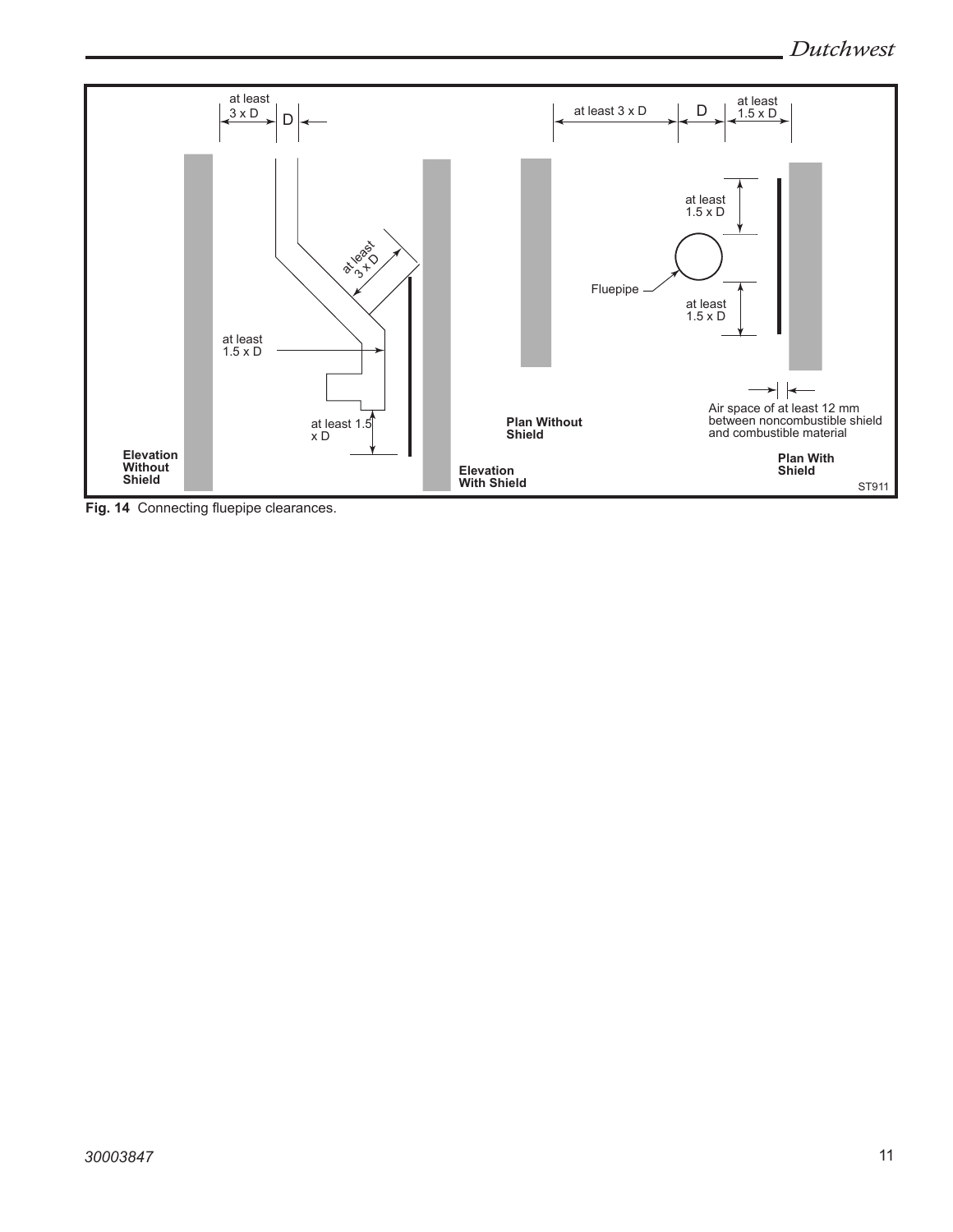at least 3 x D

D

at least 3 x D

at least 1.5 x D

at least 1.5 x D

**Elevation Without Shield**

at least 3 x D

D

at least 1.5 x D

at least 1.5 x D

Fluepipe

at least 1.5 x D

**Elevation With Shield**

**Plan Without Shield**

Air space of at least 12 mm between noncombustible shield and combustible material

**Plan With Shield**

ST911

**Fig. 14** Connecting fluepipe clearances.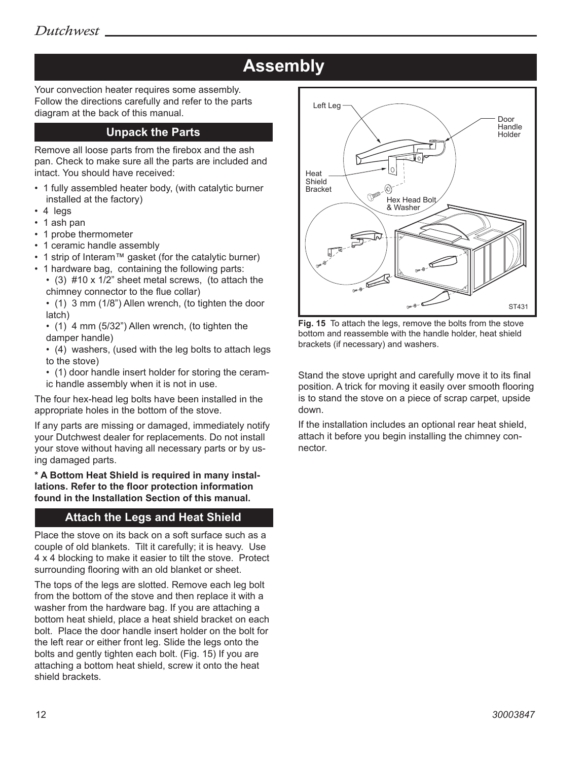# Assembly

Your convection heater requires some assembly. Follow the directions carefully and refer to the parts diagram at the back of this manual.

## Unpack the Parts

Remove all loose parts from the firebox and the ash pan. Check to make sure all the parts are included and intact. You should have received:

- 1 fully assembled heater body, (with catalytic burner installed at the factory)
- 4 legs
- 1 ash pan
- 1 probe thermometer
- 1 ceramic handle assembly
- 1 strip of Interam™ gasket (for the catalytic burner)
- 1 hardware bag, containing the following parts:
  - (3) #10 x 1/2" sheet metal screws, (to attach the chimney connector to the flue collar)
  - (1) 3 mm (1/8") Allen wrench, (to tighten the door latch)
  - (1) 4 mm (5/32") Allen wrench, (to tighten the damper handle)
  - (4) washers, (used with the leg bolts to attach legs to the stove)
  - (1) door handle insert holder for storing the ceramic handle assembly when it is not in use.

The four hex-head leg bolts have been installed in the appropriate holes in the bottom of the stove.

If any parts are missing or damaged, immediately notify your Dutchwest dealer for replacements. Do not install your stove without having all necessary parts or by using damaged parts.

**\* A Bottom Heat Shield is required in many installations. Refer to the floor protection information found in the Installation Section of this manual.**

## Attach the Legs and Heat Shield

Place the stove on its back on a soft surface such as a couple of old blankets. Tilt it carefully; it is heavy. Use 4 x 4 blocking to make it easier to tilt the stove. Protect surrounding flooring with an old blanket or sheet.

The tops of the legs are slotted. Remove each leg bolt from the bottom of the stove and then replace it with a washer from the hardware bag. If you are attaching a bottom heat shield, place a heat shield bracket on each bolt. Place the door handle insert holder on the bolt for the left rear or either front leg. Slide the legs onto the bolts and gently tighten each bolt. (Fig. 15) If you are attaching a bottom heat shield, screw it onto the heat shield brackets.

**Fig. 15** To attach the legs, remove the bolts from the stove bottom and reassemble with the handle holder, heat shield brackets (if necessary) and washers.

Stand the stove upright and carefully move it to its final position. A trick for moving it easily over smooth flooring is to stand the stove on a piece of scrap carpet, upside down.

If the installation includes an optional rear heat shield, attach it before you begin installing the chimney connector.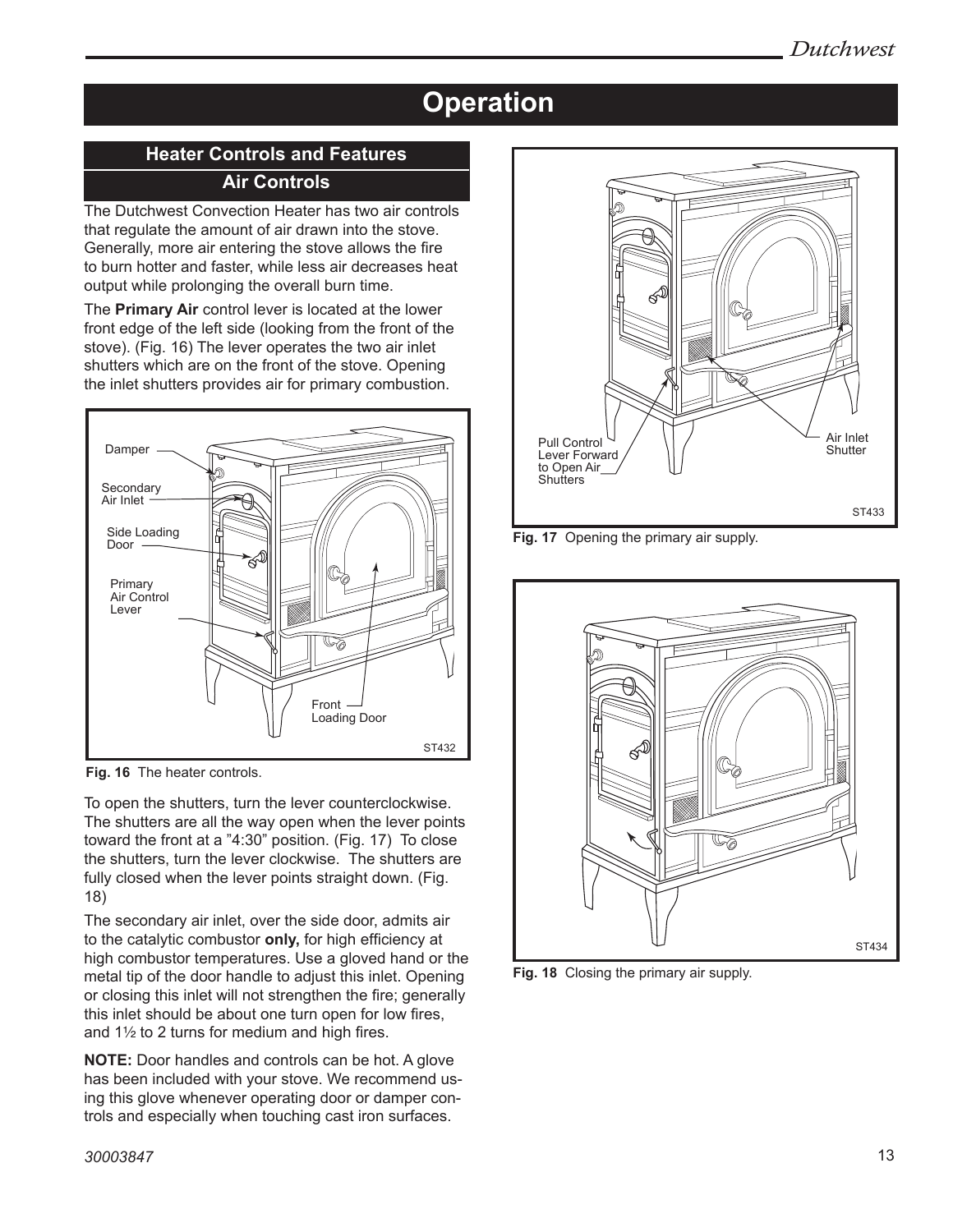# Operation

## Heater Controls and Features

### Air Controls

The Dutchwest Convection Heater has two air controls that regulate the amount of air drawn into the stove. Generally, more air entering the stove allows the fire to burn hotter and faster, while less air decreases heat output while prolonging the overall burn time.

The **Primary Air** control lever is located at the lower front edge of the left side (looking from the front of the stove). (Fig. 16) The lever operates the two air inlet shutters which are on the front of the stove. Opening the inlet shutters provides air for primary combustion.

Fig. 16 The heater controls.

To open the shutters, turn the lever counterclockwise. The shutters are all the way open when the lever points toward the front at a "4:30" position. (Fig. 17) To close the shutters, turn the lever clockwise. The shutters are fully closed when the lever points straight down. (Fig. 18)

The secondary air inlet, over the side door, admits air to the catalytic combustor **only,** for high efficiency at high combustor temperatures. Use a gloved hand or the metal tip of the door handle to adjust this inlet. Opening or closing this inlet will not strengthen the fire; generally this inlet should be about one turn open for low fires, and 1½ to 2 turns for medium and high fires.

**NOTE:** Door handles and controls can be hot. A glove has been included with your stove. We recommend using this glove whenever operating door or damper controls and especially when touching cast iron surfaces.

Fig. 17 Opening the primary air supply.

Fig. 18 Closing the primary air supply.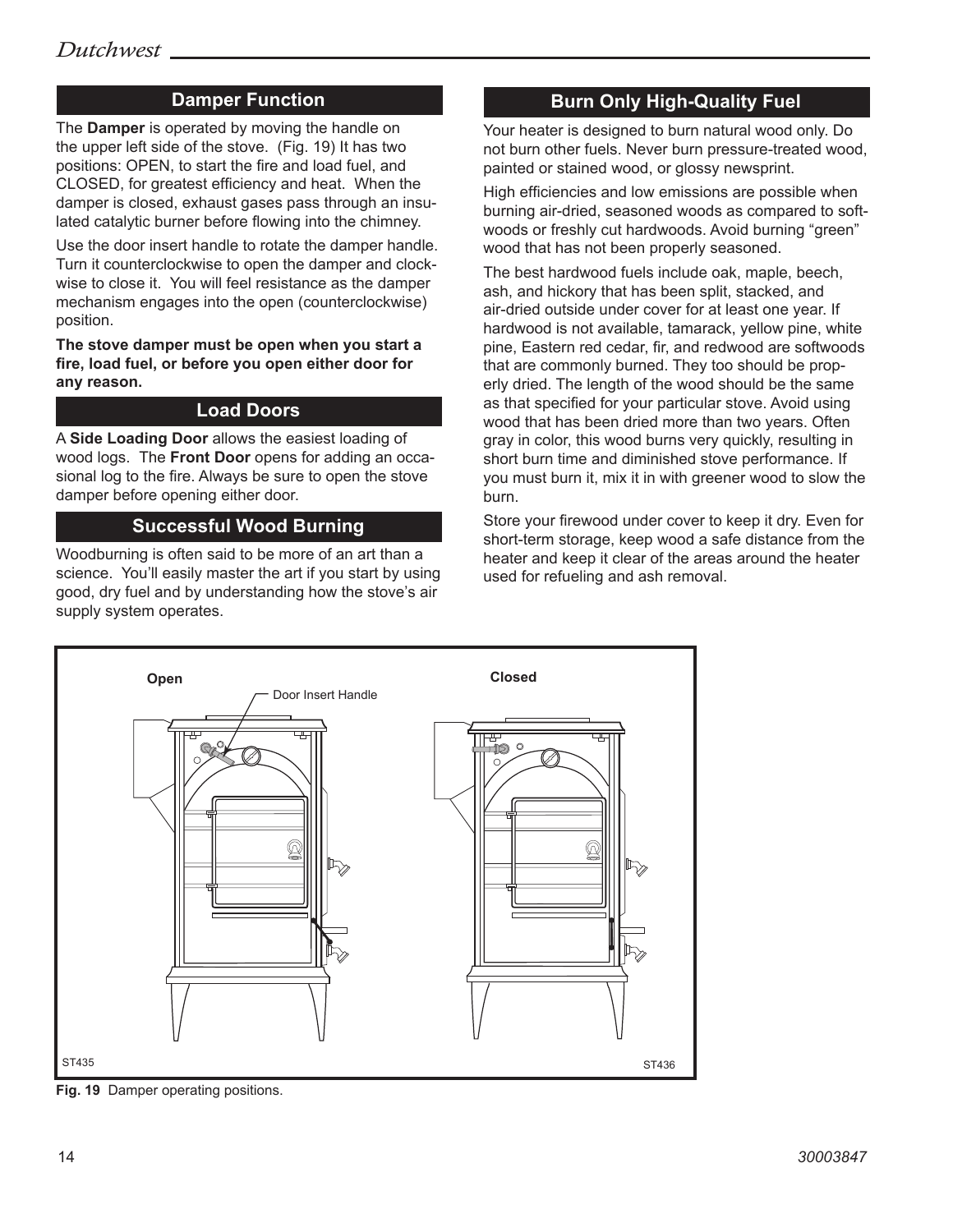## Damper Function

The **Damper** is operated by moving the handle on the upper left side of the stove. (Fig. 19) It has two positions: OPEN, to start the fire and load fuel, and CLOSED, for greatest efficiency and heat. When the damper is closed, exhaust gases pass through an insulated catalytic burner before flowing into the chimney.

Use the door insert handle to rotate the damper handle. Turn it counterclockwise to open the damper and clockwise to close it. You will feel resistance as the damper mechanism engages into the open (counterclockwise) position.

**The stove damper must be open when you start a fire, load fuel, or before you open either door for any reason.**

## Load Doors

A **Side Loading Door** allows the easiest loading of wood logs. The **Front Door** opens for adding an occasional log to the fire. Always be sure to open the stove damper before opening either door.

## Successful Wood Burning

Woodburning is often said to be more of an art than a science. You'll easily master the art if you start by using good, dry fuel and by understanding how the stove's air supply system operates.

## Burn Only High-Quality Fuel

Your heater is designed to burn natural wood only. Do not burn other fuels. Never burn pressure-treated wood, painted or stained wood, or glossy newsprint.

High efficiencies and low emissions are possible when burning air-dried, seasoned woods as compared to softwoods or freshly cut hardwoods. Avoid burning "green" wood that has not been properly seasoned.

The best hardwood fuels include oak, maple, beech, ash, and hickory that has been split, stacked, and air-dried outside under cover for at least one year. If hardwood is not available, tamarack, yellow pine, white pine, Eastern red cedar, fir, and redwood are softwoods that are commonly burned. They too should be properly dried. The length of the wood should be the same as that specified for your particular stove. Avoid using wood that has been dried more than two years. Often gray in color, this wood burns very quickly, resulting in short burn time and diminished stove performance. If you must burn it, mix it in with greener wood to slow the burn.

Store your firewood under cover to keep it dry. Even for short-term storage, keep wood a safe distance from the heater and keep it clear of the areas around the heater used for refueling and ash removal.

Open — Door Insert Handle — Closed

ST435 ST436

**Fig. 19** Damper operating positions.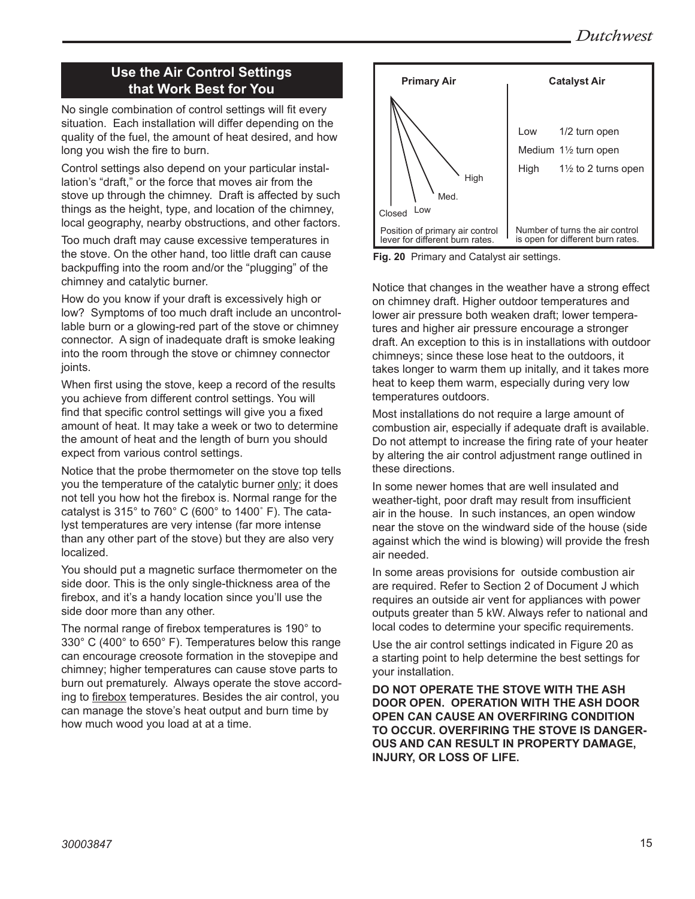## Use the Air Control Settings that Work Best for You

No single combination of control settings will fit every situation. Each installation will differ depending on the quality of the fuel, the amount of heat desired, and how long you wish the fire to burn.

Control settings also depend on your particular installation's "draft," or the force that moves air from the stove up through the chimney. Draft is affected by such things as the height, type, and location of the chimney, local geography, nearby obstructions, and other factors.

Too much draft may cause excessive temperatures in the stove. On the other hand, too little draft can cause backpuffing into the room and/or the "plugging" of the chimney and catalytic burner.

How do you know if your draft is excessively high or low? Symptoms of too much draft include an uncontrollable burn or a glowing-red part of the stove or chimney connector. A sign of inadequate draft is smoke leaking into the room through the stove or chimney connector joints.

When first using the stove, keep a record of the results you achieve from different control settings. You will find that specific control settings will give you a fixed amount of heat. It may take a week or two to determine the amount of heat and the length of burn you should expect from various control settings.

Notice that the probe thermometer on the stove top tells you the temperature of the catalytic burner only; it does not tell you how hot the firebox is. Normal range for the catalyst is 315° to 760° C (600° to 1400˚ F). The catalyst temperatures are very intense (far more intense than any other part of the stove) but they are also very localized.

You should put a magnetic surface thermometer on the side door. This is the only single-thickness area of the firebox, and it's a handy location since you'll use the side door more than any other.

The normal range of firebox temperatures is 190° to 330° C (400° to 650° F). Temperatures below this range can encourage creosote formation in the stovepipe and chimney; higher temperatures can cause stove parts to burn out prematurely. Always operate the stove according to firebox temperatures. Besides the air control, you can manage the stove's heat output and burn time by how much wood you load at at a time.

| Primary Air | Catalyst Air | |
|---|---|---|
| Closed | Low | 1/2 turn open |
| Low | Medium | 1½ turn open |
| Med. | High | 1½ to 2 turns open |
| High | | |
| Position of primary air control lever for different burn rates. | Number of turns the air control is open for different burn rates. | |

**Fig. 20** Primary and Catalyst air settings.

Notice that changes in the weather have a strong effect on chimney draft. Higher outdoor temperatures and lower air pressure both weaken draft; lower temperatures and higher air pressure encourage a stronger draft. An exception to this is in installations with outdoor chimneys; since these lose heat to the outdoors, it takes longer to warm them up initally, and it takes more heat to keep them warm, especially during very low temperatures outdoors.

Most installations do not require a large amount of combustion air, especially if adequate draft is available. Do not attempt to increase the firing rate of your heater by altering the air control adjustment range outlined in these directions.

In some newer homes that are well insulated and weather-tight, poor draft may result from insufficient air in the house. In such instances, an open window near the stove on the windward side of the house (side against which the wind is blowing) will provide the fresh air needed.

In some areas provisions for outside combustion air are required. Refer to Section 2 of Document J which requires an outside air vent for appliances with power outputs greater than 5 kW. Always refer to national and local codes to determine your specific requirements.

Use the air control settings indicated in Figure 20 as a starting point to help determine the best settings for your installation.

**DO NOT OPERATE THE STOVE WITH THE ASH DOOR OPEN. OPERATION WITH THE ASH DOOR OPEN CAN CAUSE AN OVERFIRING CONDITION TO OCCUR. OVERFIRING THE STOVE IS DANGEROUS AND CAN RESULT IN PROPERTY DAMAGE, INJURY, OR LOSS OF LIFE.**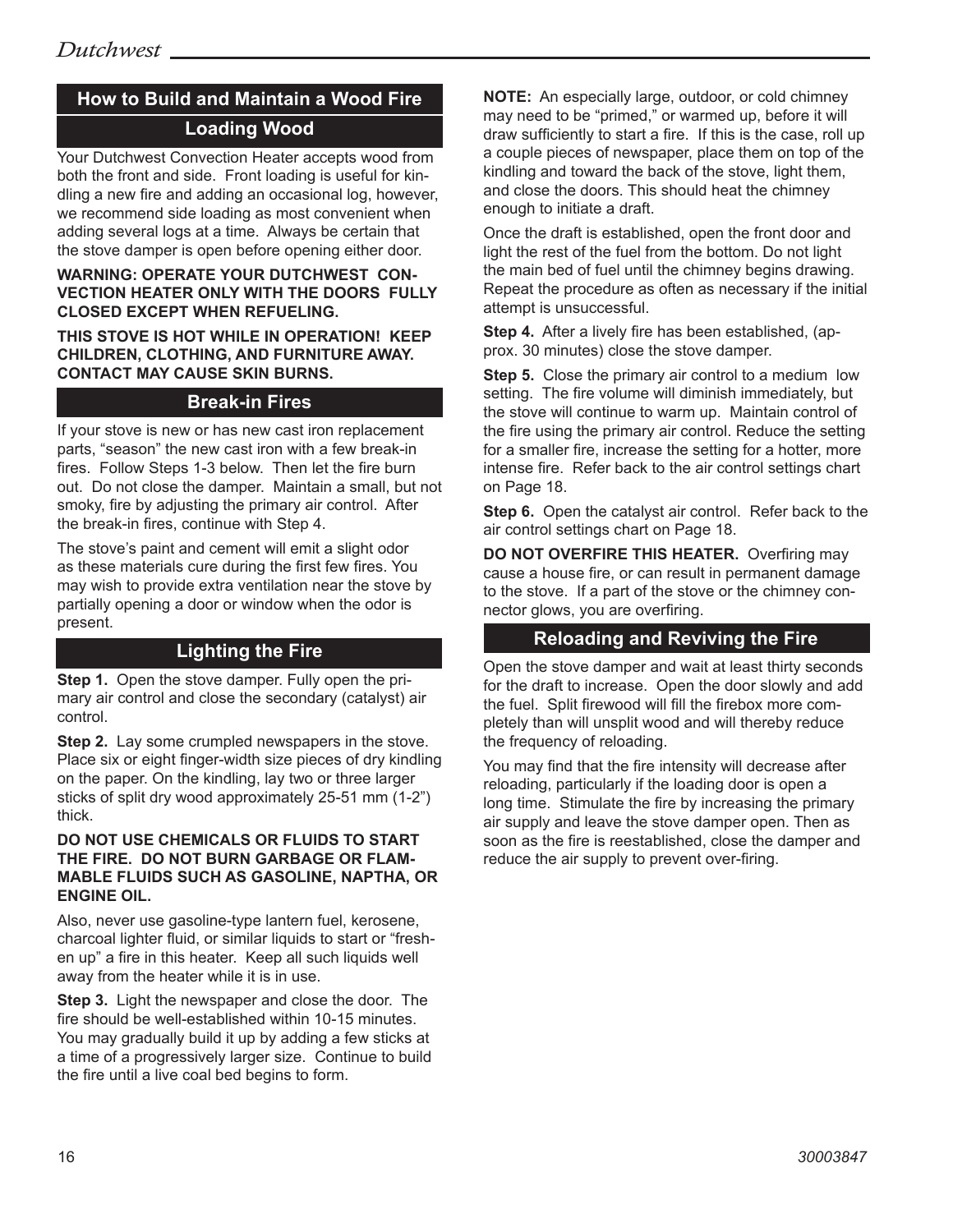## How to Build and Maintain a Wood Fire

### Loading Wood

Your Dutchwest Convection Heater accepts wood from both the front and side. Front loading is useful for kindling a new fire and adding an occasional log, however, we recommend side loading as most convenient when adding several logs at a time. Always be certain that the stove damper is open before opening either door.

**WARNING: OPERATE YOUR DUTCHWEST CONVECTION HEATER ONLY WITH THE DOORS FULLY CLOSED EXCEPT WHEN REFUELING.**

**THIS STOVE IS HOT WHILE IN OPERATION! KEEP CHILDREN, CLOTHING, AND FURNITURE AWAY. CONTACT MAY CAUSE SKIN BURNS.**

### Break-in Fires

If your stove is new or has new cast iron replacement parts, "season" the new cast iron with a few break-in fires. Follow Steps 1-3 below. Then let the fire burn out. Do not close the damper. Maintain a small, but not smoky, fire by adjusting the primary air control. After the break-in fires, continue with Step 4.

The stove's paint and cement will emit a slight odor as these materials cure during the first few fires. You may wish to provide extra ventilation near the stove by partially opening a door or window when the odor is present.

### Lighting the Fire

**Step 1.** Open the stove damper. Fully open the primary air control and close the secondary (catalyst) air control.

**Step 2.** Lay some crumpled newspapers in the stove. Place six or eight finger-width size pieces of dry kindling on the paper. On the kindling, lay two or three larger sticks of split dry wood approximately 25-51 mm (1-2") thick.

**DO NOT USE CHEMICALS OR FLUIDS TO START THE FIRE. DO NOT BURN GARBAGE OR FLAMMABLE FLUIDS SUCH AS GASOLINE, NAPTHA, OR ENGINE OIL.**

Also, never use gasoline-type lantern fuel, kerosene, charcoal lighter fluid, or similar liquids to start or "freshen up" a fire in this heater. Keep all such liquids well away from the heater while it is in use.

**Step 3.** Light the newspaper and close the door. The fire should be well-established within 10-15 minutes. You may gradually build it up by adding a few sticks at a time of a progressively larger size. Continue to build the fire until a live coal bed begins to form.

**NOTE:** An especially large, outdoor, or cold chimney may need to be "primed," or warmed up, before it will draw sufficiently to start a fire. If this is the case, roll up a couple pieces of newspaper, place them on top of the kindling and toward the back of the stove, light them, and close the doors. This should heat the chimney enough to initiate a draft.

Once the draft is established, open the front door and light the rest of the fuel from the bottom. Do not light the main bed of fuel until the chimney begins drawing. Repeat the procedure as often as necessary if the initial attempt is unsuccessful.

**Step 4.** After a lively fire has been established, (approx. 30 minutes) close the stove damper.

**Step 5.** Close the primary air control to a medium low setting. The fire volume will diminish immediately, but the stove will continue to warm up. Maintain control of the fire using the primary air control. Reduce the setting for a smaller fire, increase the setting for a hotter, more intense fire. Refer back to the air control settings chart on Page 18.

**Step 6.** Open the catalyst air control. Refer back to the air control settings chart on Page 18.

**DO NOT OVERFIRE THIS HEATER.** Overfiring may cause a house fire, or can result in permanent damage to the stove. If a part of the stove or the chimney connector glows, you are overfiring.

### Reloading and Reviving the Fire

Open the stove damper and wait at least thirty seconds for the draft to increase. Open the door slowly and add the fuel. Split firewood will fill the firebox more completely than will unsplit wood and will thereby reduce the frequency of reloading.

You may find that the fire intensity will decrease after reloading, particularly if the loading door is open a long time. Stimulate the fire by increasing the primary air supply and leave the stove damper open. Then as soon as the fire is reestablished, close the damper and reduce the air supply to prevent over-firing.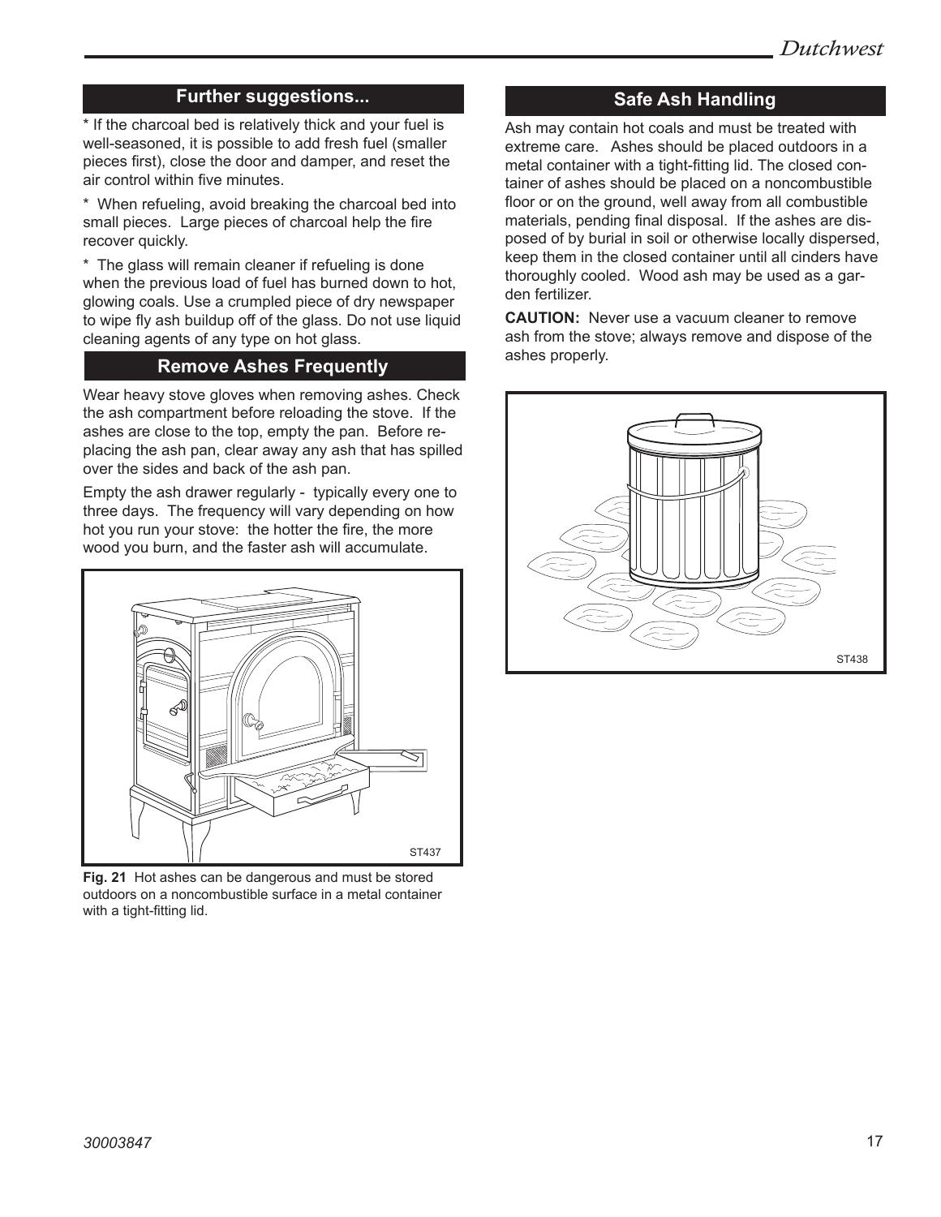## Further suggestions...

* If the charcoal bed is relatively thick and your fuel is well-seasoned, it is possible to add fresh fuel (smaller pieces first), close the door and damper, and reset the air control within five minutes.

* When refueling, avoid breaking the charcoal bed into small pieces. Large pieces of charcoal help the fire recover quickly.

* The glass will remain cleaner if refueling is done when the previous load of fuel has burned down to hot, glowing coals. Use a crumpled piece of dry newspaper to wipe fly ash buildup off of the glass. Do not use liquid cleaning agents of any type on hot glass.

## Remove Ashes Frequently

Wear heavy stove gloves when removing ashes. Check the ash compartment before reloading the stove. If the ashes are close to the top, empty the pan. Before replacing the ash pan, clear away any ash that has spilled over the sides and back of the ash pan.

Empty the ash drawer regularly - typically every one to three days. The frequency will vary depending on how hot you run your stove: the hotter the fire, the more wood you burn, and the faster ash will accumulate.

**Fig. 21** Hot ashes can be dangerous and must be stored outdoors on a noncombustible surface in a metal container with a tight-fitting lid.

## Safe Ash Handling

Ash may contain hot coals and must be treated with extreme care. Ashes should be placed outdoors in a metal container with a tight-fitting lid. The closed container of ashes should be placed on a noncombustible floor or on the ground, well away from all combustible materials, pending final disposal. If the ashes are disposed of by burial in soil or otherwise locally dispersed, keep them in the closed container until all cinders have thoroughly cooled. Wood ash may be used as a garden fertilizer.

**CAUTION:** Never use a vacuum cleaner to remove ash from the stove; always remove and dispose of the ashes properly.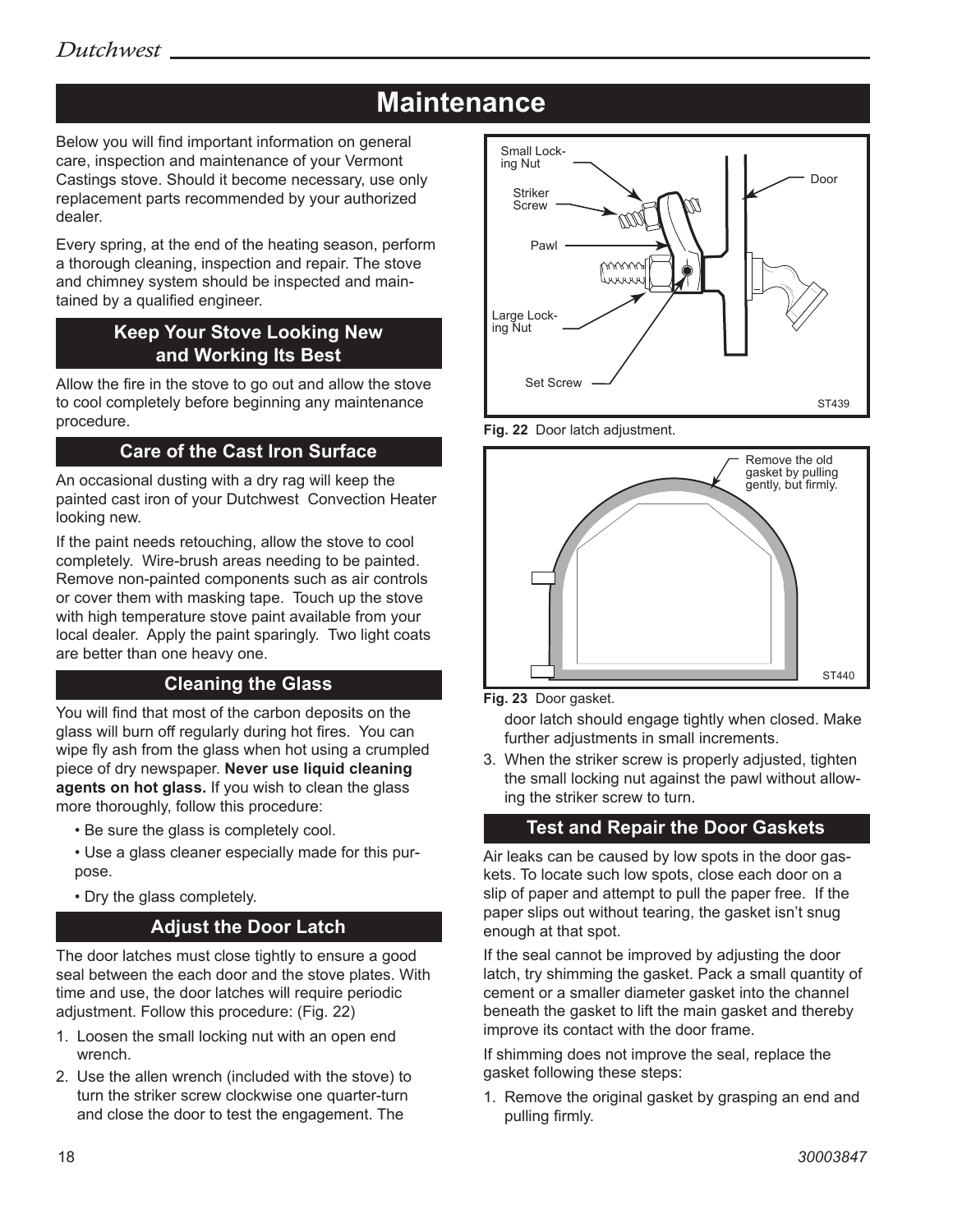# Maintenance

Below you will find important information on general care, inspection and maintenance of your Vermont Castings stove. Should it become necessary, use only replacement parts recommended by your authorized dealer.

Every spring, at the end of the heating season, perform a thorough cleaning, inspection and repair. The stove and chimney system should be inspected and maintained by a qualified engineer.

## Keep Your Stove Looking New and Working Its Best

Allow the fire in the stove to go out and allow the stove to cool completely before beginning any maintenance procedure.

## Care of the Cast Iron Surface

An occasional dusting with a dry rag will keep the painted cast iron of your Dutchwest Convection Heater looking new.

If the paint needs retouching, allow the stove to cool completely. Wire-brush areas needing to be painted. Remove non-painted components such as air controls or cover them with masking tape. Touch up the stove with high temperature stove paint available from your local dealer. Apply the paint sparingly. Two light coats are better than one heavy one.

## Cleaning the Glass

You will find that most of the carbon deposits on the glass will burn off regularly during hot fires. You can wipe fly ash from the glass when hot using a crumpled piece of dry newspaper. **Never use liquid cleaning agents on hot glass.** If you wish to clean the glass more thoroughly, follow this procedure:

- Be sure the glass is completely cool.
- Use a glass cleaner especially made for this purpose.
- Dry the glass completely.

## Adjust the Door Latch

The door latches must close tightly to ensure a good seal between the each door and the stove plates. With time and use, the door latches will require periodic adjustment. Follow this procedure: (Fig. 22)

1. Loosen the small locking nut with an open end wrench.
2. Use the allen wrench (included with the stove) to turn the striker screw clockwise one quarter-turn and close the door to test the engagement. The door latch should engage tightly when closed. Make further adjustments in small increments.
3. When the striker screw is properly adjusted, tighten the small locking nut against the pawl without allowing the striker screw to turn.

**Fig. 22** Door latch adjustment.

**Fig. 23** Door gasket.

## Test and Repair the Door Gaskets

Air leaks can be caused by low spots in the door gaskets. To locate such low spots, close each door on a slip of paper and attempt to pull the paper free. If the paper slips out without tearing, the gasket isn't snug enough at that spot.

If the seal cannot be improved by adjusting the door latch, try shimming the gasket. Pack a small quantity of cement or a smaller diameter gasket into the channel beneath the gasket to lift the main gasket and thereby improve its contact with the door frame.

If shimming does not improve the seal, replace the gasket following these steps:

1. Remove the original gasket by grasping an end and pulling firmly.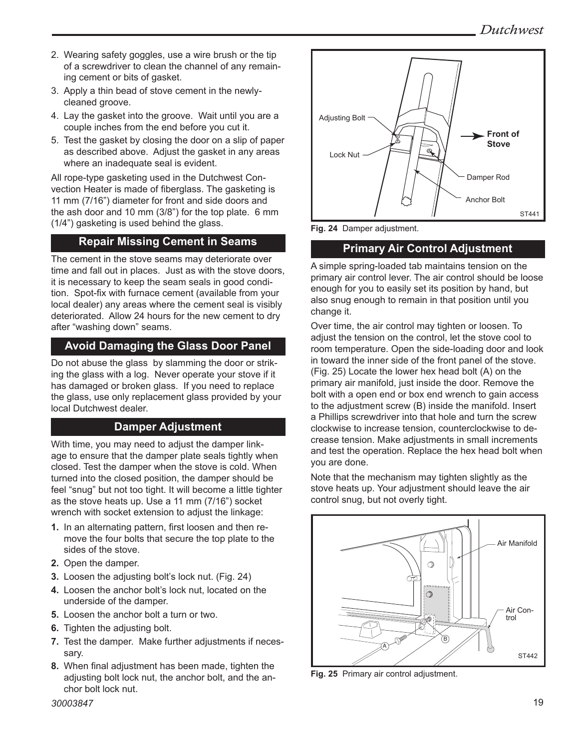2. Wearing safety goggles, use a wire brush or the tip of a screwdriver to clean the channel of any remaining cement or bits of gasket.
3. Apply a thin bead of stove cement in the newly-cleaned groove.
4. Lay the gasket into the groove. Wait until you are a couple inches from the end before you cut it.
5. Test the gasket by closing the door on a slip of paper as described above. Adjust the gasket in any areas where an inadequate seal is evident.

All rope-type gasketing used in the Dutchwest Convection Heater is made of fiberglass. The gasketing is 11 mm (7/16") diameter for front and side doors and the ash door and 10 mm (3/8") for the top plate. 6 mm (1/4") gasketing is used behind the glass.

## Repair Missing Cement in Seams

The cement in the stove seams may deteriorate over time and fall out in places. Just as with the stove doors, it is necessary to keep the seam seals in good condition. Spot-fix with furnace cement (available from your local dealer) any areas where the cement seal is visibly deteriorated. Allow 24 hours for the new cement to dry after "washing down" seams.

## Avoid Damaging the Glass Door Panel

Do not abuse the glass by slamming the door or striking the glass with a log. Never operate your stove if it has damaged or broken glass. If you need to replace the glass, use only replacement glass provided by your local Dutchwest dealer.

## Damper Adjustment

With time, you may need to adjust the damper linkage to ensure that the damper plate seals tightly when closed. Test the damper when the stove is cold. When turned into the closed position, the damper should be feel "snug" but not too tight. It will become a little tighter as the stove heats up. Use a 11 mm (7/16") socket wrench with socket extension to adjust the linkage:

1. In an alternating pattern, first loosen and then remove the four bolts that secure the top plate to the sides of the stove.
2. Open the damper.
3. Loosen the adjusting bolt's lock nut. (Fig. 24)
4. Loosen the anchor bolt's lock nut, located on the underside of the damper.
5. Loosen the anchor bolt a turn or two.
6. Tighten the adjusting bolt.
7. Test the damper. Make further adjustments if necessary.
8. When final adjustment has been made, tighten the adjusting bolt lock nut, the anchor bolt, and the anchor bolt lock nut.

Adjusting Bolt · Lock Nut · Front of Stove · Damper Rod · Anchor Bolt · ST441

**Fig. 24** Damper adjustment.

## Primary Air Control Adjustment

A simple spring-loaded tab maintains tension on the primary air control lever. The air control should be loose enough for you to easily set its position by hand, but also snug enough to remain in that position until you change it.

Over time, the air control may tighten or loosen. To adjust the tension on the control, let the stove cool to room temperature. Open the side-loading door and look in toward the inner side of the front panel of the stove. (Fig. 25) Locate the lower hex head bolt (A) on the primary air manifold, just inside the door. Remove the bolt with a open end or box end wrench to gain access to the adjustment screw (B) inside the manifold. Insert a Phillips screwdriver into that hole and turn the screw clockwise to increase tension, counterclockwise to decrease tension. Make adjustments in small increments and test the operation. Replace the hex head bolt when you are done.

Note that the mechanism may tighten slightly as the stove heats up. Your adjustment should leave the air control snug, but not overly tight.

Air Manifold · Air Control · A · B · ST442

**Fig. 25** Primary air control adjustment.

30003847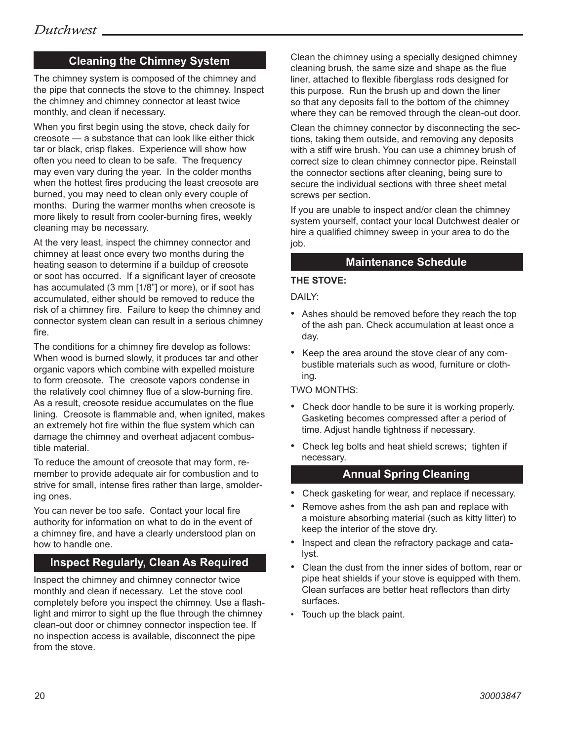## Cleaning the Chimney System

The chimney system is composed of the chimney and the pipe that connects the stove to the chimney. Inspect the chimney and chimney connector at least twice monthly, and clean if necessary.

When you first begin using the stove, check daily for creosote — a substance that can look like either thick tar or black, crisp flakes. Experience will show how often you need to clean to be safe. The frequency may even vary during the year. In the colder months when the hottest fires producing the least creosote are burned, you may need to clean only every couple of months. During the warmer months when creosote is more likely to result from cooler-burning fires, weekly cleaning may be necessary.

At the very least, inspect the chimney connector and chimney at least once every two months during the heating season to determine if a buildup of creosote or soot has occurred. If a significant layer of creosote has accumulated (3 mm [1/8"] or more), or if soot has accumulated, either should be removed to reduce the risk of a chimney fire. Failure to keep the chimney and connector system clean can result in a serious chimney fire.

The conditions for a chimney fire develop as follows: When wood is burned slowly, it produces tar and other organic vapors which combine with expelled moisture to form creosote. The creosote vapors condense in the relatively cool chimney flue of a slow-burning fire. As a result, creosote residue accumulates on the flue lining. Creosote is flammable and, when ignited, makes an extremely hot fire within the flue system which can damage the chimney and overheat adjacent combustible material.

To reduce the amount of creosote that may form, remember to provide adequate air for combustion and to strive for small, intense fires rather than large, smoldering ones.

You can never be too safe. Contact your local fire authority for information on what to do in the event of a chimney fire, and have a clearly understood plan on how to handle one.

## Inspect Regularly, Clean As Required

Inspect the chimney and chimney connector twice monthly and clean if necessary. Let the stove cool completely before you inspect the chimney. Use a flashlight and mirror to sight up the flue through the chimney clean-out door or chimney connector inspection tee. If no inspection access is available, disconnect the pipe from the stove.

Clean the chimney using a specially designed chimney cleaning brush, the same size and shape as the flue liner, attached to flexible fiberglass rods designed for this purpose. Run the brush up and down the liner so that any deposits fall to the bottom of the chimney where they can be removed through the clean-out door.

Clean the chimney connector by disconnecting the sections, taking them outside, and removing any deposits with a stiff wire brush. You can use a chimney brush of correct size to clean chimney connector pipe. Reinstall the connector sections after cleaning, being sure to secure the individual sections with three sheet metal screws per section.

If you are unable to inspect and/or clean the chimney system yourself, contact your local Dutchwest dealer or hire a qualified chimney sweep in your area to do the job.

## Maintenance Schedule

**THE STOVE:**

DAILY:

- Ashes should be removed before they reach the top of the ash pan. Check accumulation at least once a day.
- Keep the area around the stove clear of any combustible materials such as wood, furniture or clothing.

TWO MONTHS:

- Check door handle to be sure it is working properly. Gasketing becomes compressed after a period of time. Adjust handle tightness if necessary.
- Check leg bolts and heat shield screws; tighten if necessary.

## Annual Spring Cleaning

- Check gasketing for wear, and replace if necessary.
- Remove ashes from the ash pan and replace with a moisture absorbing material (such as kitty litter) to keep the interior of the stove dry.
- Inspect and clean the refractory package and catalyst.
- Clean the dust from the inner sides of bottom, rear or pipe heat shields if your stove is equipped with them. Clean surfaces are better heat reflectors than dirty surfaces.
- Touch up the black paint.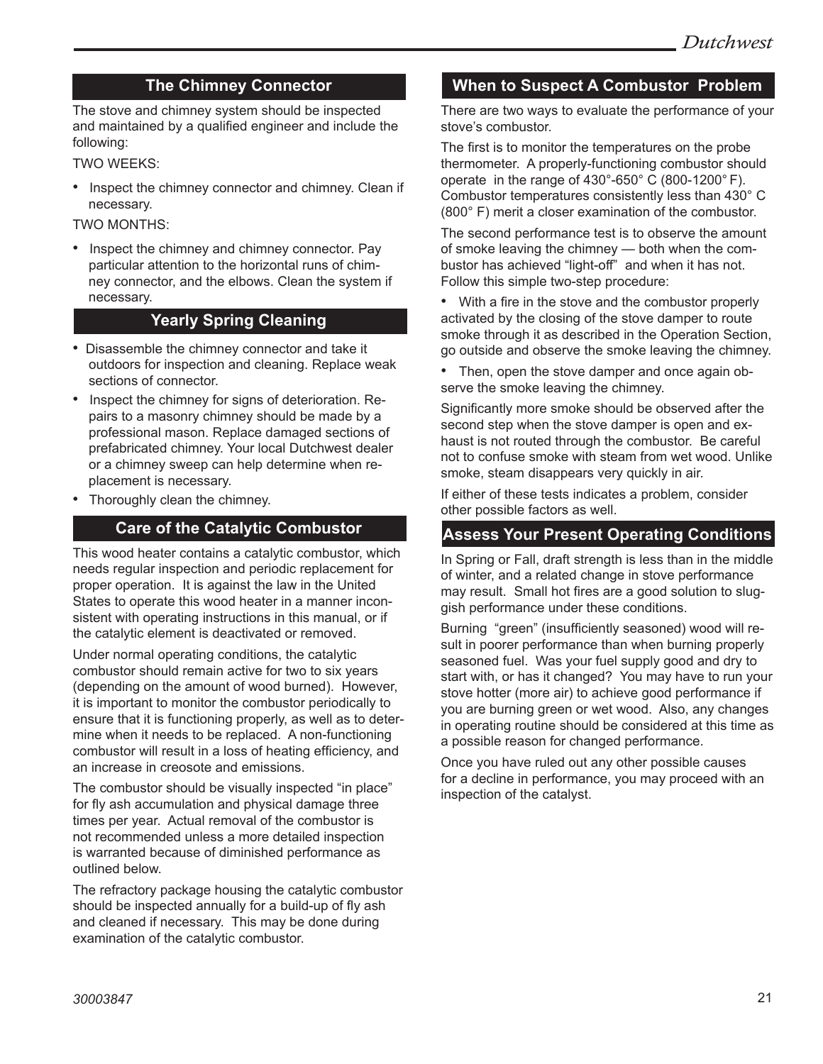## The Chimney Connector

The stove and chimney system should be inspected and maintained by a qualified engineer and include the following:

TWO WEEKS:

- Inspect the chimney connector and chimney. Clean if necessary.

TWO MONTHS:

- Inspect the chimney and chimney connector. Pay particular attention to the horizontal runs of chimney connector, and the elbows. Clean the system if necessary.

## Yearly Spring Cleaning

- Disassemble the chimney connector and take it outdoors for inspection and cleaning. Replace weak sections of connector.
- Inspect the chimney for signs of deterioration. Repairs to a masonry chimney should be made by a professional mason. Replace damaged sections of prefabricated chimney. Your local Dutchwest dealer or a chimney sweep can help determine when replacement is necessary.
- Thoroughly clean the chimney.

## Care of the Catalytic Combustor

This wood heater contains a catalytic combustor, which needs regular inspection and periodic replacement for proper operation. It is against the law in the United States to operate this wood heater in a manner inconsistent with operating instructions in this manual, or if the catalytic element is deactivated or removed.

Under normal operating conditions, the catalytic combustor should remain active for two to six years (depending on the amount of wood burned). However, it is important to monitor the combustor periodically to ensure that it is functioning properly, as well as to determine when it needs to be replaced. A non-functioning combustor will result in a loss of heating efficiency, and an increase in creosote and emissions.

The combustor should be visually inspected "in place" for fly ash accumulation and physical damage three times per year. Actual removal of the combustor is not recommended unless a more detailed inspection is warranted because of diminished performance as outlined below.

The refractory package housing the catalytic combustor should be inspected annually for a build-up of fly ash and cleaned if necessary. This may be done during examination of the catalytic combustor.

## When to Suspect A Combustor Problem

There are two ways to evaluate the performance of your stove's combustor.

The first is to monitor the temperatures on the probe thermometer. A properly-functioning combustor should operate in the range of 430°-650° C (800-1200° F). Combustor temperatures consistently less than 430° C (800° F) merit a closer examination of the combustor.

The second performance test is to observe the amount of smoke leaving the chimney — both when the combustor has achieved "light-off" and when it has not. Follow this simple two-step procedure:

- With a fire in the stove and the combustor properly activated by the closing of the stove damper to route smoke through it as described in the Operation Section, go outside and observe the smoke leaving the chimney.
- Then, open the stove damper and once again observe the smoke leaving the chimney.

Significantly more smoke should be observed after the second step when the stove damper is open and exhaust is not routed through the combustor. Be careful not to confuse smoke with steam from wet wood. Unlike smoke, steam disappears very quickly in air.

If either of these tests indicates a problem, consider other possible factors as well.

## Assess Your Present Operating Conditions

In Spring or Fall, draft strength is less than in the middle of winter, and a related change in stove performance may result. Small hot fires are a good solution to sluggish performance under these conditions.

Burning "green" (insufficiently seasoned) wood will result in poorer performance than when burning properly seasoned fuel. Was your fuel supply good and dry to start with, or has it changed? You may have to run your stove hotter (more air) to achieve good performance if you are burning green or wet wood. Also, any changes in operating routine should be considered at this time as a possible reason for changed performance.

Once you have ruled out any other possible causes for a decline in performance, you may proceed with an inspection of the catalyst.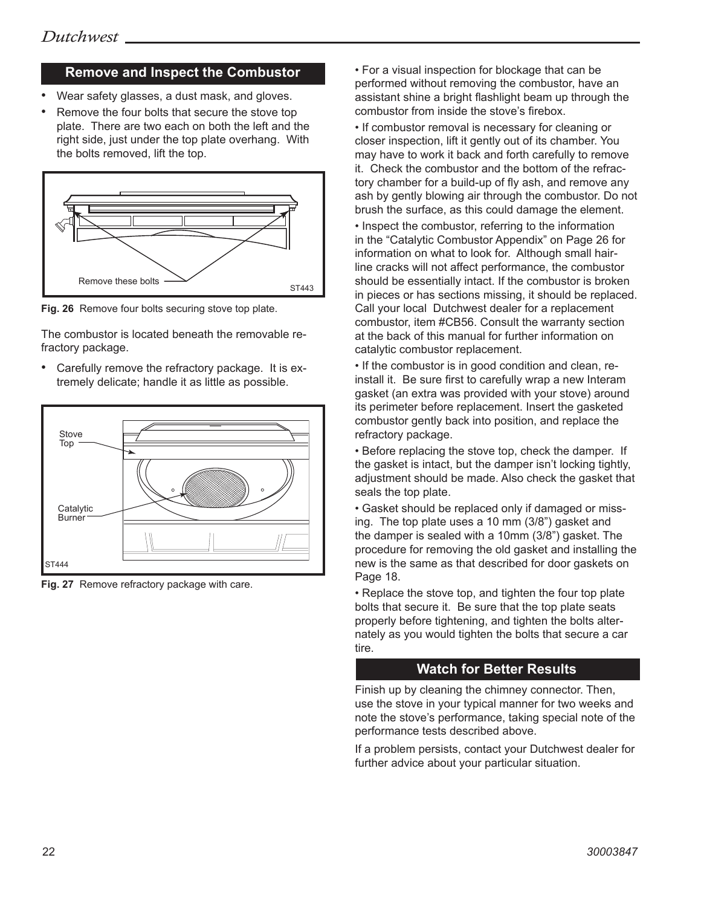## Remove and Inspect the Combustor

- Wear safety glasses, a dust mask, and gloves.
- Remove the four bolts that secure the stove top plate. There are two each on both the left and the right side, just under the top plate overhang. With the bolts removed, lift the top.

Remove these bolts

ST443

**Fig. 26** Remove four bolts securing stove top plate.

The combustor is located beneath the removable refractory package.

- Carefully remove the refractory package. It is extremely delicate; handle it as little as possible.

Stove Top

Catalytic Burner

ST444

**Fig. 27** Remove refractory package with care.

• For a visual inspection for blockage that can be performed without removing the combustor, have an assistant shine a bright flashlight beam up through the combustor from inside the stove's firebox.

• If combustor removal is necessary for cleaning or closer inspection, lift it gently out of its chamber. You may have to work it back and forth carefully to remove it. Check the combustor and the bottom of the refractory chamber for a build-up of fly ash, and remove any ash by gently blowing air through the combustor. Do not brush the surface, as this could damage the element.

• Inspect the combustor, referring to the information in the "Catalytic Combustor Appendix" on Page 26 for information on what to look for. Although small hairline cracks will not affect performance, the combustor should be essentially intact. If the combustor is broken in pieces or has sections missing, it should be replaced. Call your local Dutchwest dealer for a replacement combustor, item #CB56. Consult the warranty section at the back of this manual for further information on catalytic combustor replacement.

• If the combustor is in good condition and clean, reinstall it. Be sure first to carefully wrap a new Interam gasket (an extra was provided with your stove) around its perimeter before replacement. Insert the gasketed combustor gently back into position, and replace the refractory package.

• Before replacing the stove top, check the damper. If the gasket is intact, but the damper isn't locking tightly, adjustment should be made. Also check the gasket that seals the top plate.

• Gasket should be replaced only if damaged or missing. The top plate uses a 10 mm (3/8") gasket and the damper is sealed with a 10mm (3/8") gasket. The procedure for removing the old gasket and installing the new is the same as that described for door gaskets on Page 18.

• Replace the stove top, and tighten the four top plate bolts that secure it. Be sure that the top plate seats properly before tightening, and tighten the bolts alternately as you would tighten the bolts that secure a car tire.

## Watch for Better Results

Finish up by cleaning the chimney connector. Then, use the stove in your typical manner for two weeks and note the stove's performance, taking special note of the performance tests described above.

If a problem persists, contact your Dutchwest dealer for further advice about your particular situation.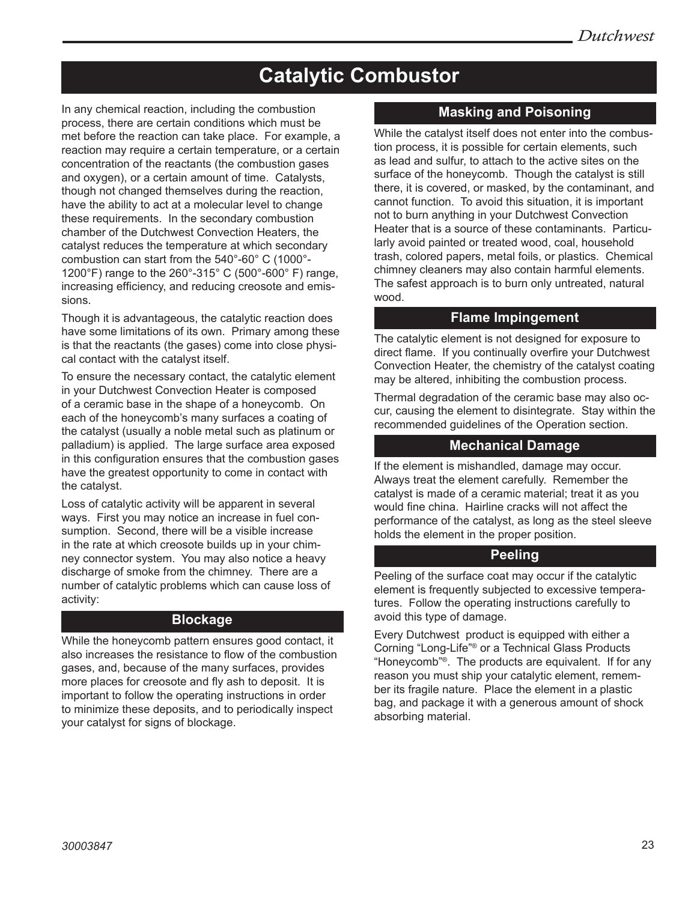# Catalytic Combustor

In any chemical reaction, including the combustion process, there are certain conditions which must be met before the reaction can take place. For example, a reaction may require a certain temperature, or a certain concentration of the reactants (the combustion gases and oxygen), or a certain amount of time. Catalysts, though not changed themselves during the reaction, have the ability to act at a molecular level to change these requirements. In the secondary combustion chamber of the Dutchwest Convection Heaters, the catalyst reduces the temperature at which secondary combustion can start from the 540°-60° C (1000°-1200°F) range to the 260°-315° C (500°-600° F) range, increasing efficiency, and reducing creosote and emissions.

Though it is advantageous, the catalytic reaction does have some limitations of its own. Primary among these is that the reactants (the gases) come into close physical contact with the catalyst itself.

To ensure the necessary contact, the catalytic element in your Dutchwest Convection Heater is composed of a ceramic base in the shape of a honeycomb. On each of the honeycomb's many surfaces a coating of the catalyst (usually a noble metal such as platinum or palladium) is applied. The large surface area exposed in this configuration ensures that the combustion gases have the greatest opportunity to come in contact with the catalyst.

Loss of catalytic activity will be apparent in several ways. First you may notice an increase in fuel consumption. Second, there will be a visible increase in the rate at which creosote builds up in your chimney connector system. You may also notice a heavy discharge of smoke from the chimney. There are a number of catalytic problems which can cause loss of activity:

## Blockage

While the honeycomb pattern ensures good contact, it also increases the resistance to flow of the combustion gases, and, because of the many surfaces, provides more places for creosote and fly ash to deposit. It is important to follow the operating instructions in order to minimize these deposits, and to periodically inspect your catalyst for signs of blockage.

## Masking and Poisoning

While the catalyst itself does not enter into the combustion process, it is possible for certain elements, such as lead and sulfur, to attach to the active sites on the surface of the honeycomb. Though the catalyst is still there, it is covered, or masked, by the contaminant, and cannot function. To avoid this situation, it is important not to burn anything in your Dutchwest Convection Heater that is a source of these contaminants. Particularly avoid painted or treated wood, coal, household trash, colored papers, metal foils, or plastics. Chemical chimney cleaners may also contain harmful elements. The safest approach is to burn only untreated, natural wood.

## Flame Impingement

The catalytic element is not designed for exposure to direct flame. If you continually overfire your Dutchwest Convection Heater, the chemistry of the catalyst coating may be altered, inhibiting the combustion process.

Thermal degradation of the ceramic base may also occur, causing the element to disintegrate. Stay within the recommended guidelines of the Operation section.

## Mechanical Damage

If the element is mishandled, damage may occur. Always treat the element carefully. Remember the catalyst is made of a ceramic material; treat it as you would fine china. Hairline cracks will not affect the performance of the catalyst, as long as the steel sleeve holds the element in the proper position.

## Peeling

Peeling of the surface coat may occur if the catalytic element is frequently subjected to excessive temperatures. Follow the operating instructions carefully to avoid this type of damage.

Every Dutchwest product is equipped with either a Corning "Long-Life"® or a Technical Glass Products "Honeycomb"®. The products are equivalent. If for any reason you must ship your catalytic element, remember its fragile nature. Place the element in a plastic bag, and package it with a generous amount of shock absorbing material.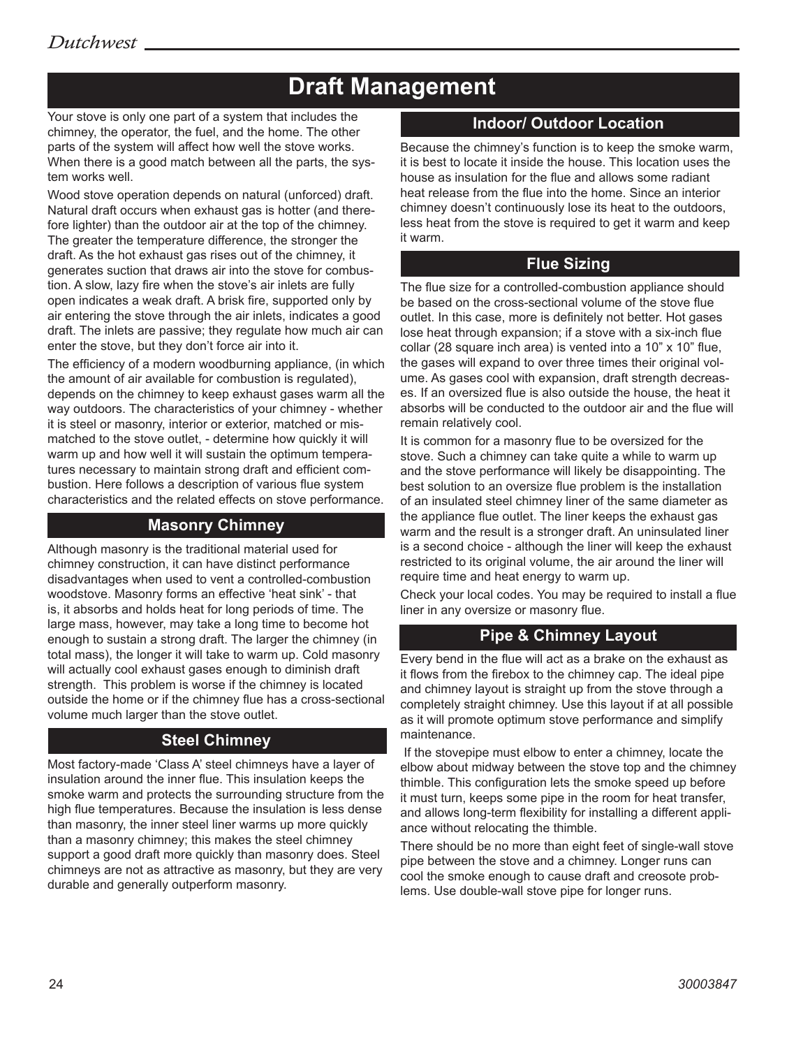# Draft Management

Your stove is only one part of a system that includes the chimney, the operator, the fuel, and the home. The other parts of the system will affect how well the stove works. When there is a good match between all the parts, the system works well.

Wood stove operation depends on natural (unforced) draft. Natural draft occurs when exhaust gas is hotter (and therefore lighter) than the outdoor air at the top of the chimney. The greater the temperature difference, the stronger the draft. As the hot exhaust gas rises out of the chimney, it generates suction that draws air into the stove for combustion. A slow, lazy fire when the stove's air inlets are fully open indicates a weak draft. A brisk fire, supported only by air entering the stove through the air inlets, indicates a good draft. The inlets are passive; they regulate how much air can enter the stove, but they don't force air into it.

The efficiency of a modern woodburning appliance, (in which the amount of air available for combustion is regulated), depends on the chimney to keep exhaust gases warm all the way outdoors. The characteristics of your chimney - whether it is steel or masonry, interior or exterior, matched or mismatched to the stove outlet, - determine how quickly it will warm up and how well it will sustain the optimum temperatures necessary to maintain strong draft and efficient combustion. Here follows a description of various flue system characteristics and the related effects on stove performance.

## Masonry Chimney

Although masonry is the traditional material used for chimney construction, it can have distinct performance disadvantages when used to vent a controlled-combustion woodstove. Masonry forms an effective 'heat sink' - that is, it absorbs and holds heat for long periods of time. The large mass, however, may take a long time to become hot enough to sustain a strong draft. The larger the chimney (in total mass), the longer it will take to warm up. Cold masonry will actually cool exhaust gases enough to diminish draft strength. This problem is worse if the chimney is located outside the home or if the chimney flue has a cross-sectional volume much larger than the stove outlet.

## Steel Chimney

Most factory-made 'Class A' steel chimneys have a layer of insulation around the inner flue. This insulation keeps the smoke warm and protects the surrounding structure from the high flue temperatures. Because the insulation is less dense than masonry, the inner steel liner warms up more quickly than a masonry chimney; this makes the steel chimney support a good draft more quickly than masonry does. Steel chimneys are not as attractive as masonry, but they are very durable and generally outperform masonry.

## Indoor/ Outdoor Location

Because the chimney's function is to keep the smoke warm, it is best to locate it inside the house. This location uses the house as insulation for the flue and allows some radiant heat release from the flue into the home. Since an interior chimney doesn't continuously lose its heat to the outdoors, less heat from the stove is required to get it warm and keep it warm.

## Flue Sizing

The flue size for a controlled-combustion appliance should be based on the cross-sectional volume of the stove flue outlet. In this case, more is definitely not better. Hot gases lose heat through expansion; if a stove with a six-inch flue collar (28 square inch area) is vented into a 10" x 10" flue, the gases will expand to over three times their original volume. As gases cool with expansion, draft strength decreases. If an oversized flue is also outside the house, the heat it absorbs will be conducted to the outdoor air and the flue will remain relatively cool.

It is common for a masonry flue to be oversized for the stove. Such a chimney can take quite a while to warm up and the stove performance will likely be disappointing. The best solution to an oversize flue problem is the installation of an insulated steel chimney liner of the same diameter as the appliance flue outlet. The liner keeps the exhaust gas warm and the result is a stronger draft. An uninsulated liner is a second choice - although the liner will keep the exhaust restricted to its original volume, the air around the liner will require time and heat energy to warm up.

Check your local codes. You may be required to install a flue liner in any oversize or masonry flue.

## Pipe & Chimney Layout

Every bend in the flue will act as a brake on the exhaust as it flows from the firebox to the chimney cap. The ideal pipe and chimney layout is straight up from the stove through a completely straight chimney. Use this layout if at all possible as it will promote optimum stove performance and simplify maintenance.

If the stovepipe must elbow to enter a chimney, locate the elbow about midway between the stove top and the chimney thimble. This configuration lets the smoke speed up before it must turn, keeps some pipe in the room for heat transfer, and allows long-term flexibility for installing a different appliance without relocating the thimble.

There should be no more than eight feet of single-wall stove pipe between the stove and a chimney. Longer runs can cool the smoke enough to cause draft and creosote problems. Use double-wall stove pipe for longer runs.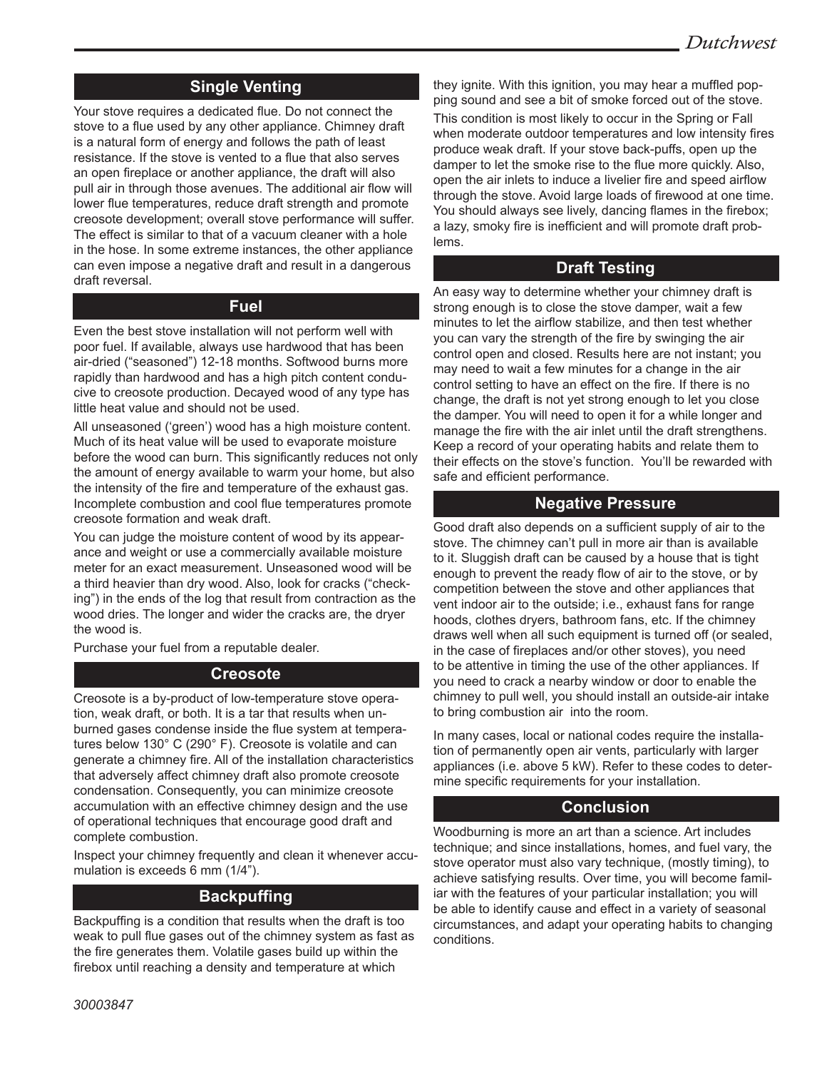## Single Venting

Your stove requires a dedicated flue. Do not connect the stove to a flue used by any other appliance. Chimney draft is a natural form of energy and follows the path of least resistance. If the stove is vented to a flue that also serves an open fireplace or another appliance, the draft will also pull air in through those avenues. The additional air flow will lower flue temperatures, reduce draft strength and promote creosote development; overall stove performance will suffer. The effect is similar to that of a vacuum cleaner with a hole in the hose. In some extreme instances, the other appliance can even impose a negative draft and result in a dangerous draft reversal.

## Fuel

Even the best stove installation will not perform well with poor fuel. If available, always use hardwood that has been air-dried ("seasoned") 12-18 months. Softwood burns more rapidly than hardwood and has a high pitch content conducive to creosote production. Decayed wood of any type has little heat value and should not be used.

All unseasoned ('green') wood has a high moisture content. Much of its heat value will be used to evaporate moisture before the wood can burn. This significantly reduces not only the amount of energy available to warm your home, but also the intensity of the fire and temperature of the exhaust gas. Incomplete combustion and cool flue temperatures promote creosote formation and weak draft.

You can judge the moisture content of wood by its appearance and weight or use a commercially available moisture meter for an exact measurement. Unseasoned wood will be a third heavier than dry wood. Also, look for cracks ("checking") in the ends of the log that result from contraction as the wood dries. The longer and wider the cracks are, the dryer the wood is.

Purchase your fuel from a reputable dealer.

## Creosote

Creosote is a by-product of low-temperature stove operation, weak draft, or both. It is a tar that results when unburned gases condense inside the flue system at temperatures below 130° C (290° F). Creosote is volatile and can generate a chimney fire. All of the installation characteristics that adversely affect chimney draft also promote creosote condensation. Consequently, you can minimize creosote accumulation with an effective chimney design and the use of operational techniques that encourage good draft and complete combustion.

Inspect your chimney frequently and clean it whenever accumulation is exceeds 6 mm (1/4").

## Backpuffing

Backpuffing is a condition that results when the draft is too weak to pull flue gases out of the chimney system as fast as the fire generates them. Volatile gases build up within the firebox until reaching a density and temperature at which they ignite. With this ignition, you may hear a muffled popping sound and see a bit of smoke forced out of the stove.

This condition is most likely to occur in the Spring or Fall when moderate outdoor temperatures and low intensity fires produce weak draft. If your stove back-puffs, open up the damper to let the smoke rise to the flue more quickly. Also, open the air inlets to induce a livelier fire and speed airflow through the stove. Avoid large loads of firewood at one time. You should always see lively, dancing flames in the firebox; a lazy, smoky fire is inefficient and will promote draft problems.

## Draft Testing

An easy way to determine whether your chimney draft is strong enough is to close the stove damper, wait a few minutes to let the airflow stabilize, and then test whether you can vary the strength of the fire by swinging the air control open and closed. Results here are not instant; you may need to wait a few minutes for a change in the air control setting to have an effect on the fire. If there is no change, the draft is not yet strong enough to let you close the damper. You will need to open it for a while longer and manage the fire with the air inlet until the draft strengthens. Keep a record of your operating habits and relate them to their effects on the stove's function. You'll be rewarded with safe and efficient performance.

## Negative Pressure

Good draft also depends on a sufficient supply of air to the stove. The chimney can't pull in more air than is available to it. Sluggish draft can be caused by a house that is tight enough to prevent the ready flow of air to the stove, or by competition between the stove and other appliances that vent indoor air to the outside; i.e., exhaust fans for range hoods, clothes dryers, bathroom fans, etc. If the chimney draws well when all such equipment is turned off (or sealed, in the case of fireplaces and/or other stoves), you need to be attentive in timing the use of the other appliances. If you need to crack a nearby window or door to enable the chimney to pull well, you should install an outside-air intake to bring combustion air into the room.

In many cases, local or national codes require the installation of permanently open air vents, particularly with larger appliances (i.e. above 5 kW). Refer to these codes to determine specific requirements for your installation.

## Conclusion

Woodburning is more an art than a science. Art includes technique; and since installations, homes, and fuel vary, the stove operator must also vary technique, (mostly timing), to achieve satisfying results. Over time, you will become familiar with the features of your particular installation; you will be able to identify cause and effect in a variety of seasonal circumstances, and adapt your operating habits to changing conditions.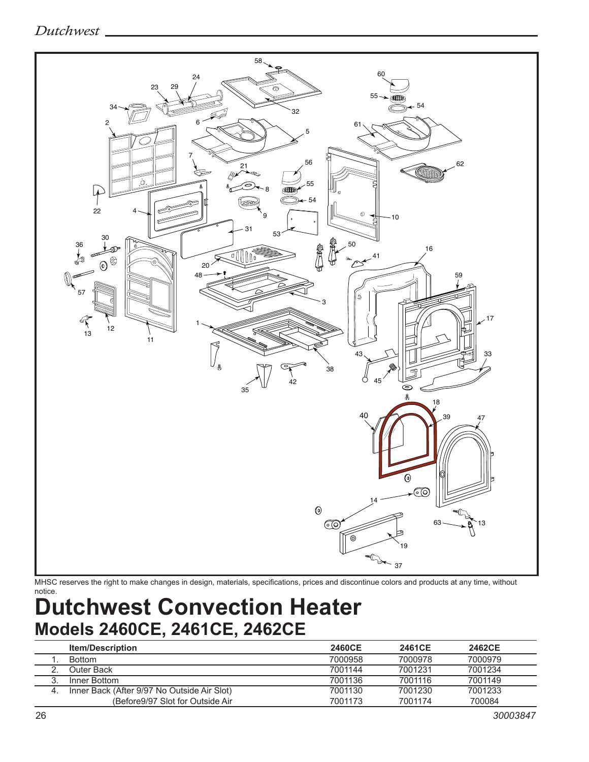MHSC reserves the right to make changes in design, materials, specifications, prices and discontinue colors and products at any time, without notice.

# Dutchwest Convection Heater

## Models 2460CE, 2461CE, 2462CE

| | Item/Description | 2460CE | 2461CE | 2462CE |
|---|---|---|---|---|
| 1. | Bottom | 7000958 | 7000978 | 7000979 |
| 2. | Outer Back | 7001144 | 7001231 | 7001234 |
| 3. | Inner Bottom | 7001136 | 7001116 | 7001149 |
| 4. | Inner Back (After 9/97 No Outside Air Slot) | 7001130 | 7001230 | 7001233 |
| | (Before9/97 Slot for Outside Air | 7001173 | 7001174 | 700084 |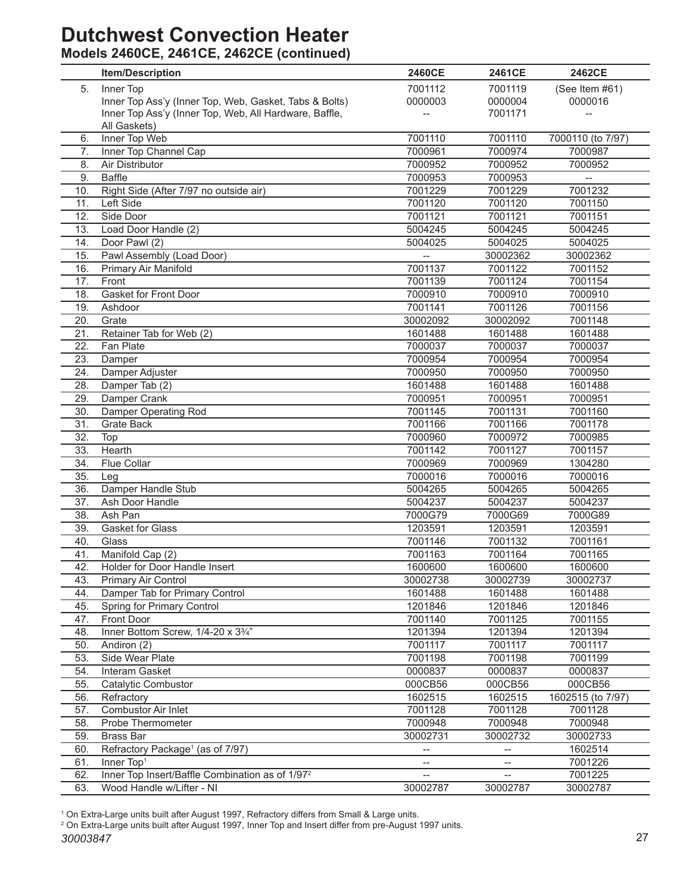# Dutchwest Convection Heater

## Models 2460CE, 2461CE, 2462CE (continued)

| | Item/Description | 2460CE | 2461CE | 2462CE |
|---|---|---|---|---|
| 5. | Inner Top | 7001112 | 7001119 | (See Item #61) |
| | Inner Top Ass'y (Inner Top, Web, Gasket, Tabs & Bolts) | 0000003 | 0000004 | 0000016 |
| | Inner Top Ass'y (Inner Top, Web, All Hardware, Baffle, All Gaskets) | -- | 7001171 | -- |
| 6. | Inner Top Web | 7001110 | 7001110 | 7000110 (to 7/97) |
| 7. | Inner Top Channel Cap | 7000961 | 7000974 | 7000987 |
| 8. | Air Distributor | 7000952 | 7000952 | 7000952 |
| 9. | Baffle | 7000953 | 7000953 | -- |
| 10. | Right Side (After 7/97 no outside air) | 7001229 | 7001229 | 7001232 |
| 11. | Left Side | 7001120 | 7001120 | 7001150 |
| 12. | Side Door | 7001121 | 7001121 | 7001151 |
| 13. | Load Door Handle (2) | 5004245 | 5004245 | 5004245 |
| 14. | Door Pawl (2) | 5004025 | 5004025 | 5004025 |
| 15. | Pawl Assembly (Load Door) | -- | 30002362 | 30002362 |
| 16. | Primary Air Manifold | 7001137 | 7001122 | 7001152 |
| 17. | Front | 7001139 | 7001124 | 7001154 |
| 18. | Gasket for Front Door | 7000910 | 7000910 | 7000910 |
| 19. | Ashdoor | 7001141 | 7001126 | 7001156 |
| 20. | Grate | 30002092 | 30002092 | 7001148 |
| 21. | Retainer Tab for Web (2) | 1601488 | 1601488 | 1601488 |
| 22. | Fan Plate | 7000037 | 7000037 | 7000037 |
| 23. | Damper | 7000954 | 7000954 | 7000954 |
| 24. | Damper Adjuster | 7000950 | 7000950 | 7000950 |
| 28. | Damper Tab (2) | 1601488 | 1601488 | 1601488 |
| 29. | Damper Crank | 7000951 | 7000951 | 7000951 |
| 30. | Damper Operating Rod | 7001145 | 7001131 | 7001160 |
| 31. | Grate Back | 7001166 | 7001166 | 7001178 |
| 32. | Top | 7000960 | 7000972 | 7000985 |
| 33. | Hearth | 7001142 | 7001127 | 7001157 |
| 34. | Flue Collar | 7000969 | 7000969 | 1304280 |
| 35. | Leg | 7000016 | 7000016 | 7000016 |
| 36. | Damper Handle Stub | 5004265 | 5004265 | 5004265 |
| 37. | Ash Door Handle | 5004237 | 5004237 | 5004237 |
| 38. | Ash Pan | 7000G79 | 7000G69 | 7000G89 |
| 39. | Gasket for Glass | 1203591 | 1203591 | 1203591 |
| 40. | Glass | 7001146 | 7001132 | 7001161 |
| 41. | Manifold Cap (2) | 7001163 | 7001164 | 7001165 |
| 42. | Holder for Door Handle Insert | 1600600 | 1600600 | 1600600 |
| 43. | Primary Air Control | 30002738 | 30002739 | 30002737 |
| 44. | Damper Tab for Primary Control | 1601488 | 1601488 | 1601488 |
| 45. | Spring for Primary Control | 1201846 | 1201846 | 1201846 |
| 47. | Front Door | 7001140 | 7001125 | 7001155 |
| 48. | Inner Bottom Screw, 1/4-20 x 3¾" | 1201394 | 1201394 | 1201394 |
| 50. | Andiron (2) | 7001117 | 7001117 | 7001117 |
| 53. | Side Wear Plate | 7001198 | 7001198 | 7001199 |
| 54. | Interam Gasket | 0000837 | 0000837 | 0000837 |
| 55. | Catalytic Combustor | 000CB56 | 000CB56 | 000CB56 |
| 56. | Refractory | 1602515 | 1602515 | 1602515 (to 7/97) |
| 57. | Combustor Air Inlet | 7001128 | 7001128 | 7001128 |
| 58. | Probe Thermometer | 7000948 | 7000948 | 7000948 |
| 59. | Brass Bar | 30002731 | 30002732 | 30002733 |
| 60. | Refractory Package[1] (as of 7/97) | -- | -- | 1602514 |
| 61. | Inner Top[1] | -- | -- | 7001226 |
| 62. | Inner Top Insert/Baffle Combination as of 1/97[2] | -- | -- | 7001225 |
| 63. | Wood Handle w/Lifter - NI | 30002787 | 30002787 | 30002787 |

[1] On Extra-Large units built after August 1997, Refractory differs from Small & Large units.
[2] On Extra-Large units built after August 1997, Inner Top and Insert differ from pre-August 1997 units.

*30003847*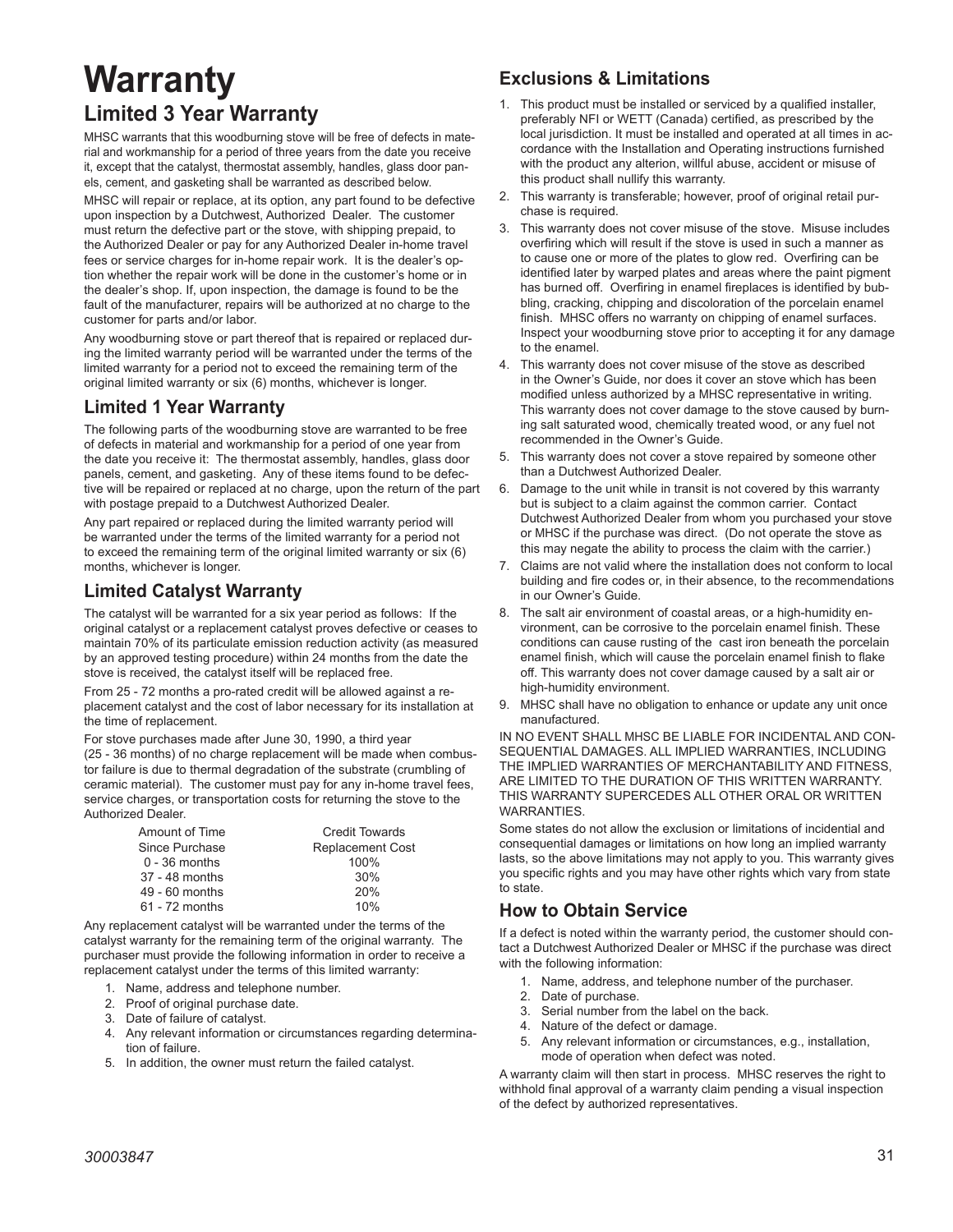# Warranty

## Limited 3 Year Warranty

MHSC warrants that this woodburning stove will be free of defects in material and workmanship for a period of three years from the date you receive it, except that the catalyst, thermostat assembly, handles, glass door panels, cement, and gasketing shall be warranted as described below.

MHSC will repair or replace, at its option, any part found to be defective upon inspection by a Dutchwest, Authorized Dealer. The customer must return the defective part or the stove, with shipping prepaid, to the Authorized Dealer or pay for any Authorized Dealer in-home travel fees or service charges for in-home repair work. It is the dealer's option whether the repair work will be done in the customer's home or in the dealer's shop. If, upon inspection, the damage is found to be the fault of the manufacturer, repairs will be authorized at no charge to the customer for parts and/or labor.

Any woodburning stove or part thereof that is repaired or replaced during the limited warranty period will be warranted under the terms of the limited warranty for a period not to exceed the remaining term of the original limited warranty or six (6) months, whichever is longer.

## Limited 1 Year Warranty

The following parts of the woodburning stove are warranted to be free of defects in material and workmanship for a period of one year from the date you receive it: The thermostat assembly, handles, glass door panels, cement, and gasketing. Any of these items found to be defective will be repaired or replaced at no charge, upon the return of the part with postage prepaid to a Dutchwest Authorized Dealer.

Any part repaired or replaced during the limited warranty period will be warranted under the terms of the limited warranty for a period not to exceed the remaining term of the original limited warranty or six (6) months, whichever is longer.

## Limited Catalyst Warranty

The catalyst will be warranted for a six year period as follows: If the original catalyst or a replacement catalyst proves defective or ceases to maintain 70% of its particulate emission reduction activity (as measured by an approved testing procedure) within 24 months from the date the stove is received, the catalyst itself will be replaced free.

From 25 - 72 months a pro-rated credit will be allowed against a replacement catalyst and the cost of labor necessary for its installation at the time of replacement.

For stove purchases made after June 30, 1990, a third year (25 - 36 months) of no charge replacement will be made when combustor failure is due to thermal degradation of the substrate (crumbling of ceramic material). The customer must pay for any in-home travel fees, service charges, or transportation costs for returning the stove to the Authorized Dealer.

| Amount of Time Since Purchase | Credit Towards Replacement Cost |
|---|---|
| 0 - 36 months | 100% |
| 37 - 48 months | 30% |
| 49 - 60 months | 20% |
| 61 - 72 months | 10% |

Any replacement catalyst will be warranted under the terms of the catalyst warranty for the remaining term of the original warranty. The purchaser must provide the following information in order to receive a replacement catalyst under the terms of this limited warranty:

1. Name, address and telephone number.
2. Proof of original purchase date.
3. Date of failure of catalyst.
4. Any relevant information or circumstances regarding determination of failure.
5. In addition, the owner must return the failed catalyst.

## Exclusions & Limitations

1. This product must be installed or serviced by a qualified installer, preferably NFI or WETT (Canada) certified, as prescribed by the local jurisdiction. It must be installed and operated at all times in accordance with the Installation and Operating instructions furnished with the product any alterion, willful abuse, accident or misuse of this product shall nullify this warranty.
2. This warranty is transferable; however, proof of original retail purchase is required.
3. This warranty does not cover misuse of the stove. Misuse includes overfiring which will result if the stove is used in such a manner as to cause one or more of the plates to glow red. Overfiring can be identified later by warped plates and areas where the paint pigment has burned off. Overfiring in enamel fireplaces is identified by bubbling, cracking, chipping and discoloration of the porcelain enamel finish. MHSC offers no warranty on chipping of enamel surfaces. Inspect your woodburning stove prior to accepting it for any damage to the enamel.
4. This warranty does not cover misuse of the stove as described in the Owner's Guide, nor does it cover an stove which has been modified unless authorized by a MHSC representative in writing. This warranty does not cover damage to the stove caused by burning salt saturated wood, chemically treated wood, or any fuel not recommended in the Owner's Guide.
5. This warranty does not cover a stove repaired by someone other than a Dutchwest Authorized Dealer.
6. Damage to the unit while in transit is not covered by this warranty but is subject to a claim against the common carrier. Contact Dutchwest Authorized Dealer from whom you purchased your stove or MHSC if the purchase was direct. (Do not operate the stove as this may negate the ability to process the claim with the carrier.)
7. Claims are not valid where the installation does not conform to local building and fire codes or, in their absence, to the recommendations in our Owner's Guide.
8. The salt air environment of coastal areas, or a high-humidity environment, can be corrosive to the porcelain enamel finish. These conditions can cause rusting of the cast iron beneath the porcelain enamel finish, which will cause the porcelain enamel finish to flake off. This warranty does not cover damage caused by a salt air or high-humidity environment.
9. MHSC shall have no obligation to enhance or update any unit once manufactured.

IN NO EVENT SHALL MHSC BE LIABLE FOR INCIDENTAL AND CONSEQUENTIAL DAMAGES. ALL IMPLIED WARRANTIES, INCLUDING THE IMPLIED WARRANTIES OF MERCHANTABILITY AND FITNESS, ARE LIMITED TO THE DURATION OF THIS WRITTEN WARRANTY. THIS WARRANTY SUPERCEDES ALL OTHER ORAL OR WRITTEN WARRANTIES.

Some states do not allow the exclusion or limitations of incidential and consequential damages or limitations on how long an implied warranty lasts, so the above limitations may not apply to you. This warranty gives you specific rights and you may have other rights which vary from state to state.

## How to Obtain Service

If a defect is noted within the warranty period, the customer should contact a Dutchwest Authorized Dealer or MHSC if the purchase was direct with the following information:

1. Name, address, and telephone number of the purchaser.
2. Date of purchase.
3. Serial number from the label on the back.
4. Nature of the defect or damage.
5. Any relevant information or circumstances, e.g., installation, mode of operation when defect was noted.

A warranty claim will then start in process. MHSC reserves the right to withhold final approval of a warranty claim pending a visual inspection of the defect by authorized representatives.

30003847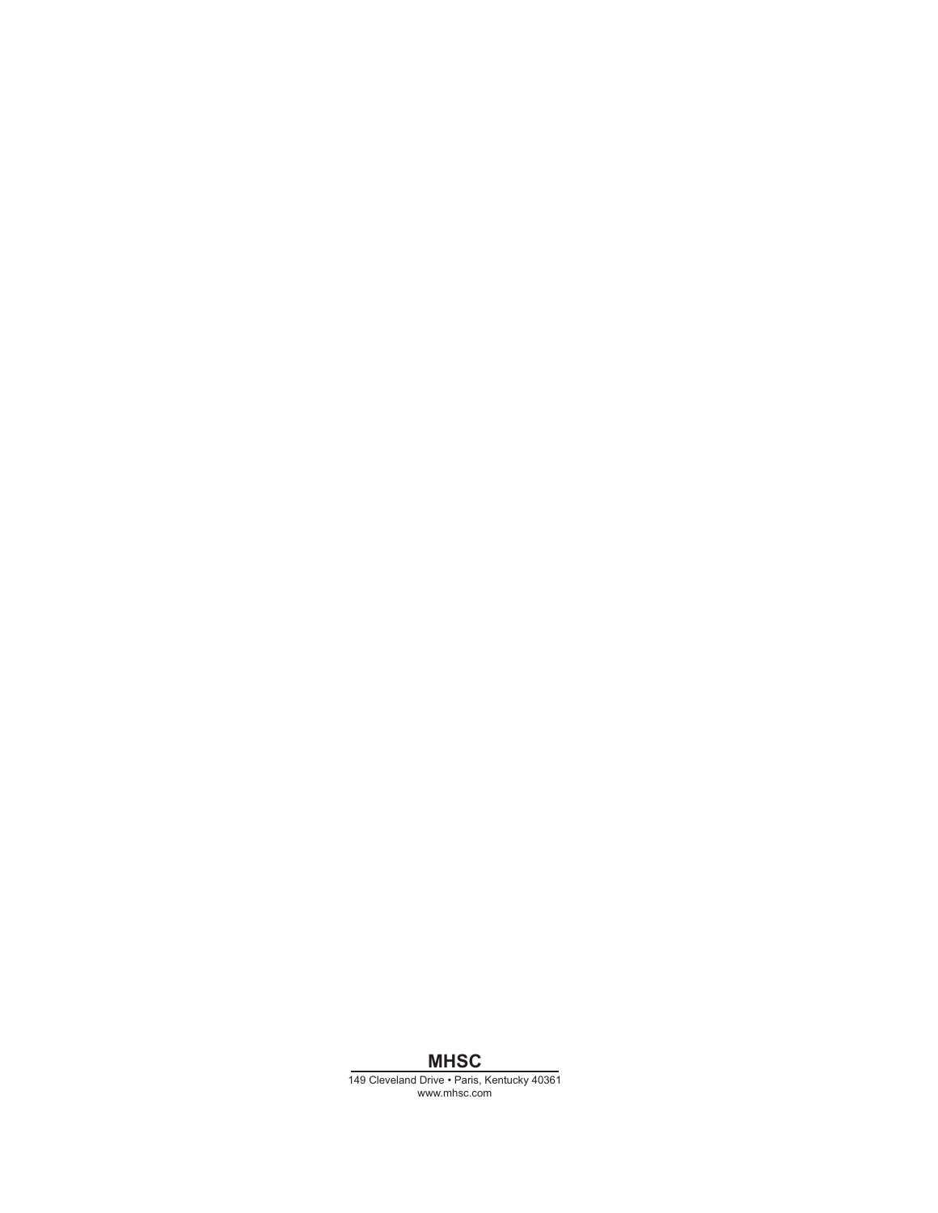**MHSC**

149 Cleveland Drive • Paris, Kentucky 40361
www.mhsc.com